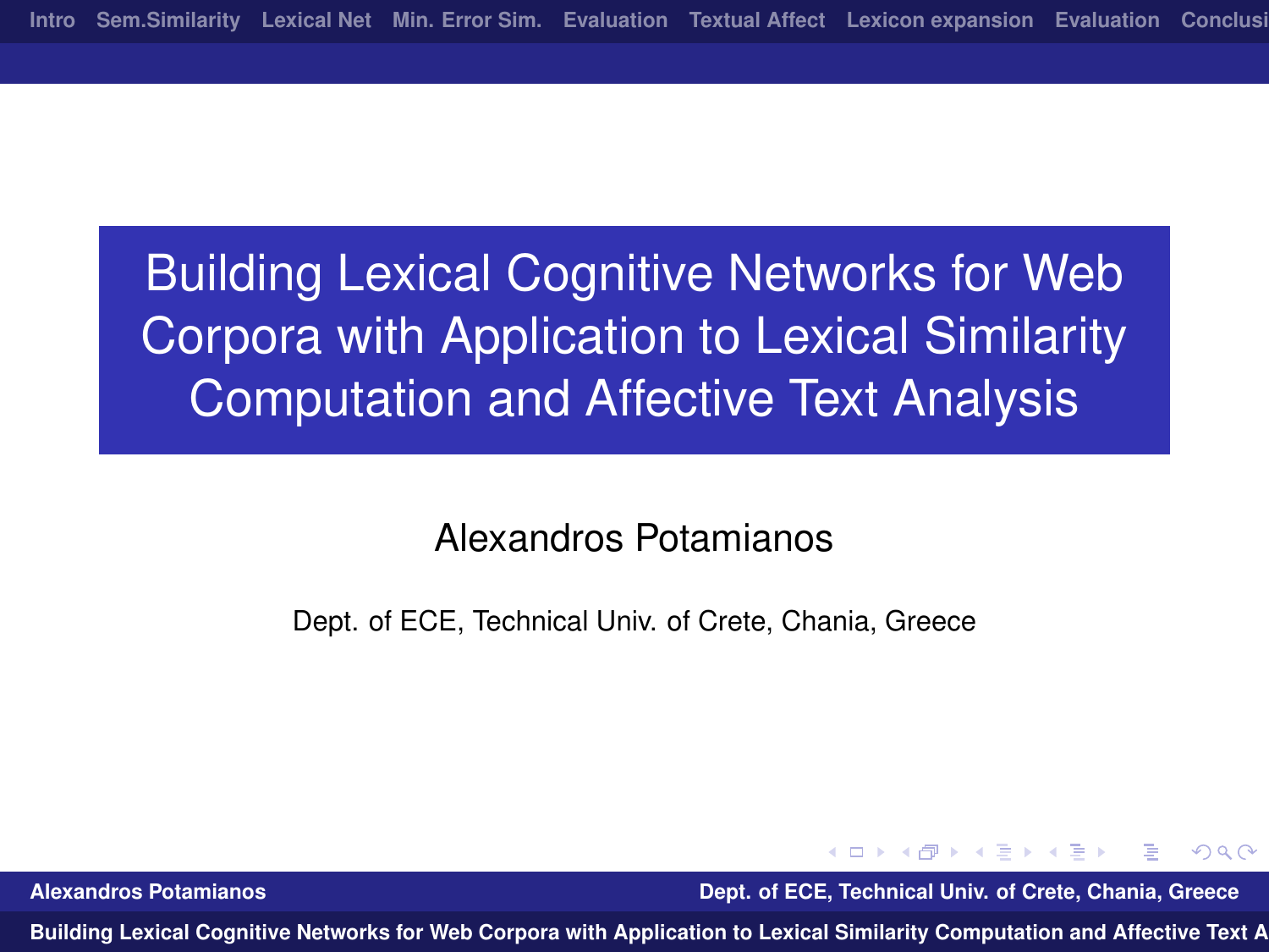# Building Lexical Cognitive Networks for Web Corpora with Application to Lexical Similarity Computation and Affective Text Analysis

Alexandros Potamianos

Dept. of ECE, Technical Univ. of Crete, Chania, Greece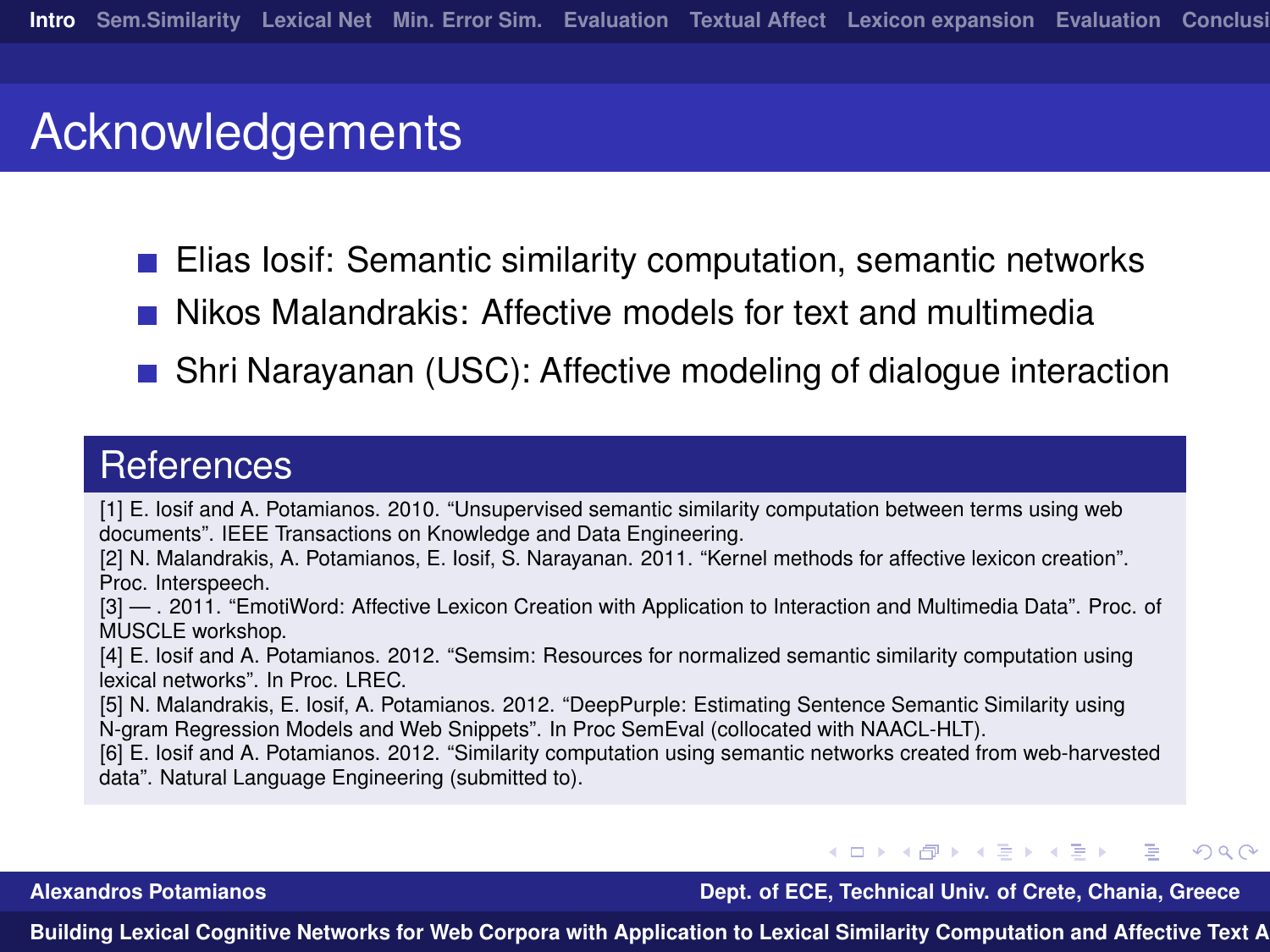# Acknowledgements

- Elias Iosif: Semantic similarity computation, semantic networks
- Nikos Malandrakis: Affective models for text and multimedia
- Shri Narayanan (USC): Affective modeling of dialogue interaction

## References

[1] E. Iosif and A. Potamianos. 2010. "Unsupervised semantic similarity computation between terms using web documents". IEEE Transactions on Knowledge and Data Engineering.
[2] N. Malandrakis, A. Potamianos, E. Iosif, S. Narayanan. 2011. "Kernel methods for affective lexicon creation". Proc. Interspeech.
[3] — . 2011. "EmotiWord: Affective Lexicon Creation with Application to Interaction and Multimedia Data". Proc. of MUSCLE workshop.
[4] E. Iosif and A. Potamianos. 2012. "Semsim: Resources for normalized semantic similarity computation using lexical networks". In Proc. LREC.
[5] N. Malandrakis, E. Iosif, A. Potamianos. 2012. "DeepPurple: Estimating Sentence Semantic Similarity using N-gram Regression Models and Web Snippets". In Proc SemEval (collocated with NAACL-HLT).
[6] E. Iosif and A. Potamianos. 2012. "Similarity computation using semantic networks created from web-harvested data". Natural Language Engineering (submitted to).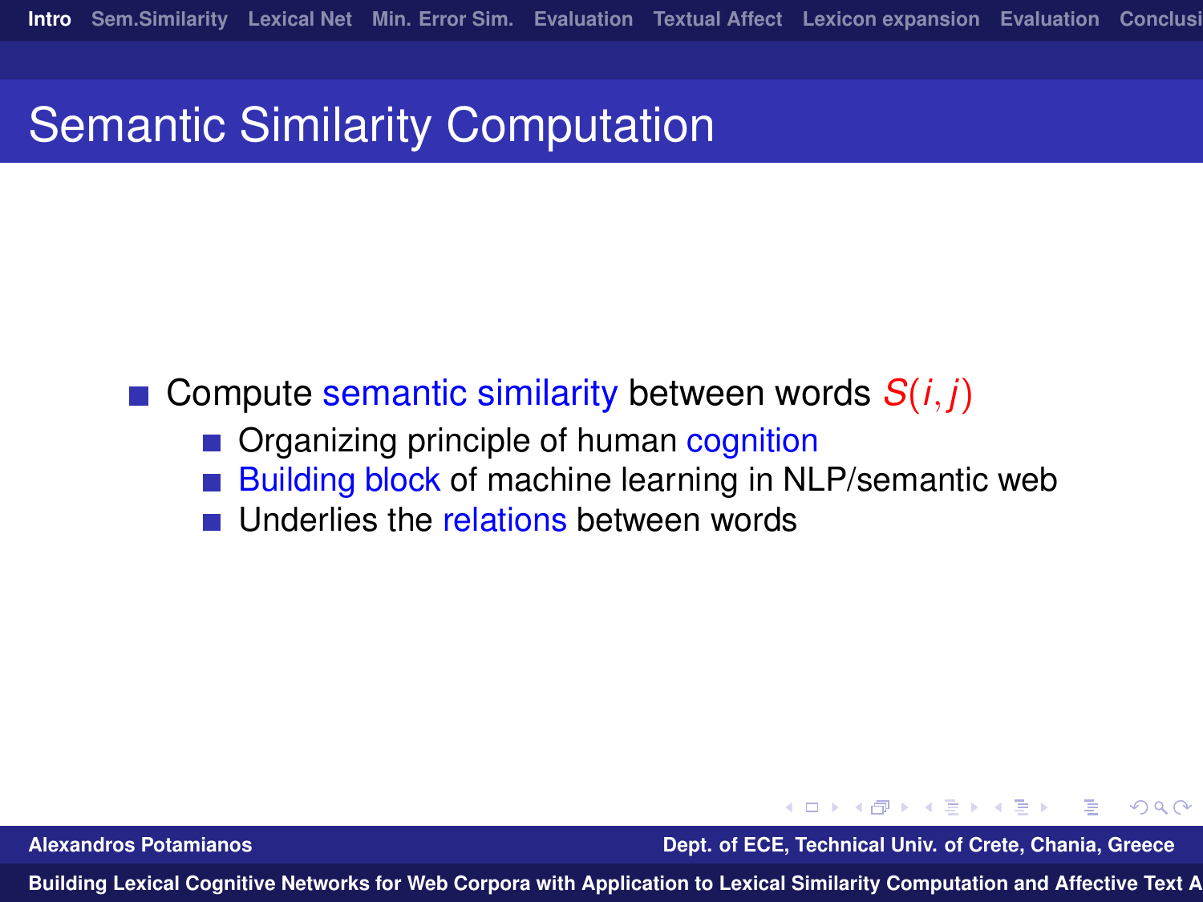# Semantic Similarity Computation

- Compute semantic similarity between words $S(i,j)$
  - Organizing principle of human cognition
  - Building block of machine learning in NLP/semantic web
  - Underlies the relations between words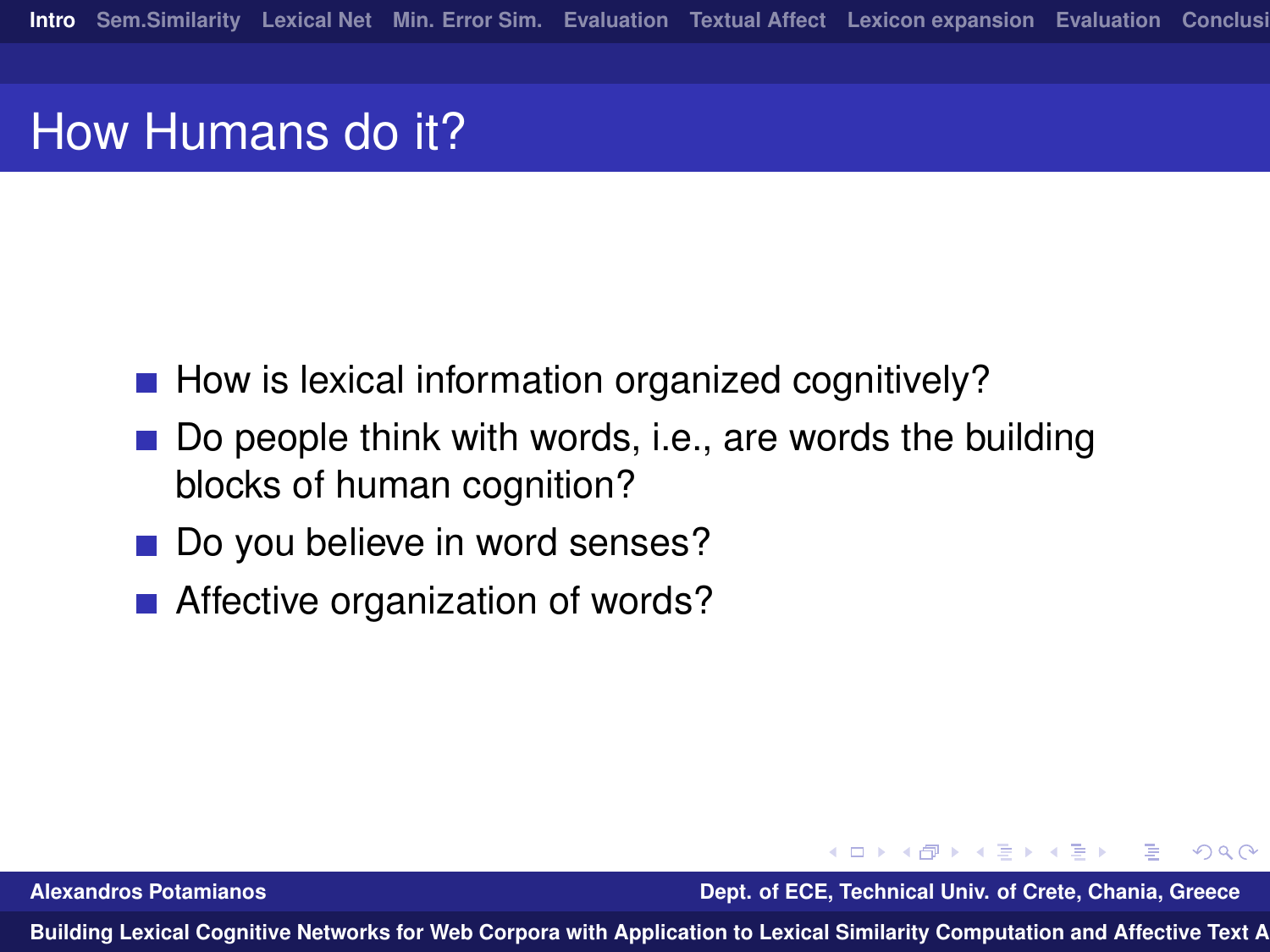# How Humans do it?

- How is lexical information organized cognitively?
- Do people think with words, i.e., are words the building blocks of human cognition?
- Do you believe in word senses?
- Affective organization of words?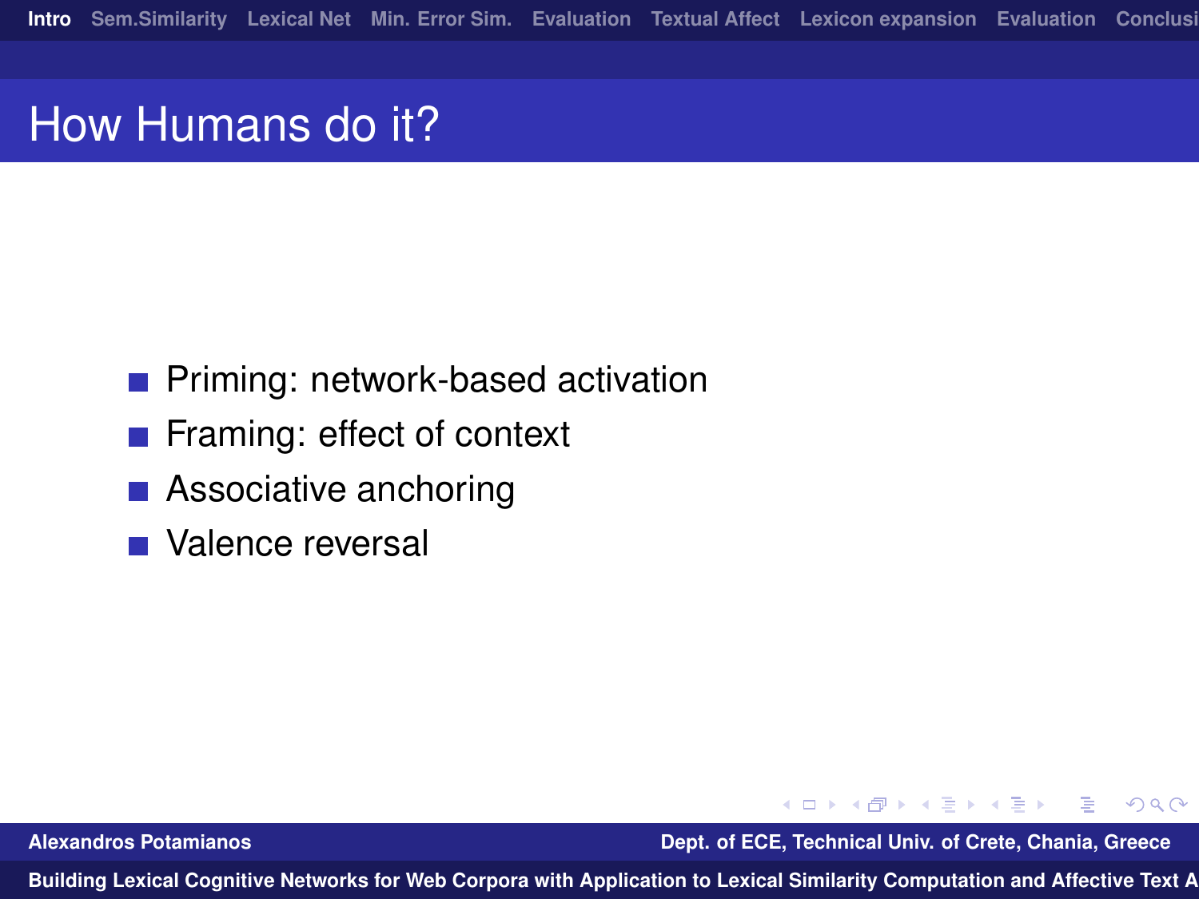# How Humans do it?

- Priming: network-based activation
- Framing: effect of context
- Associative anchoring
- Valence reversal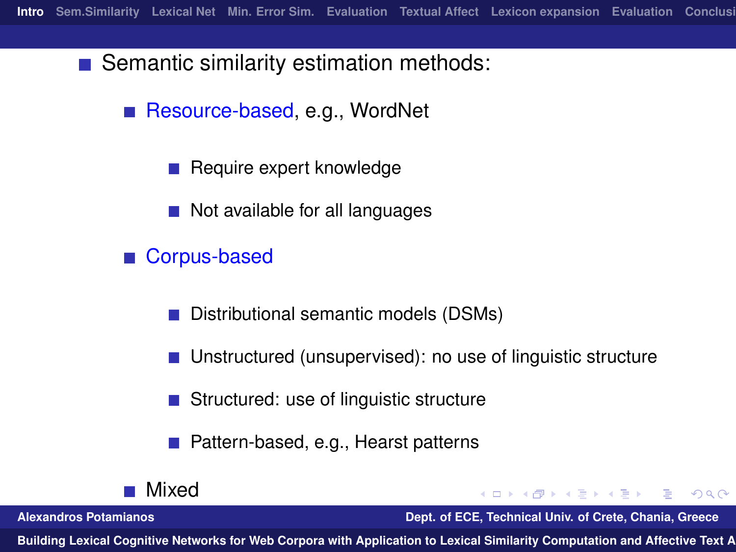- Semantic similarity estimation methods:
  - Resource-based, e.g., WordNet
    - Require expert knowledge
    - Not available for all languages
  - Corpus-based
    - Distributional semantic models (DSMs)
    - Unstructured (unsupervised): no use of linguistic structure
    - Structured: use of linguistic structure
    - Pattern-based, e.g., Hearst patterns
  - Mixed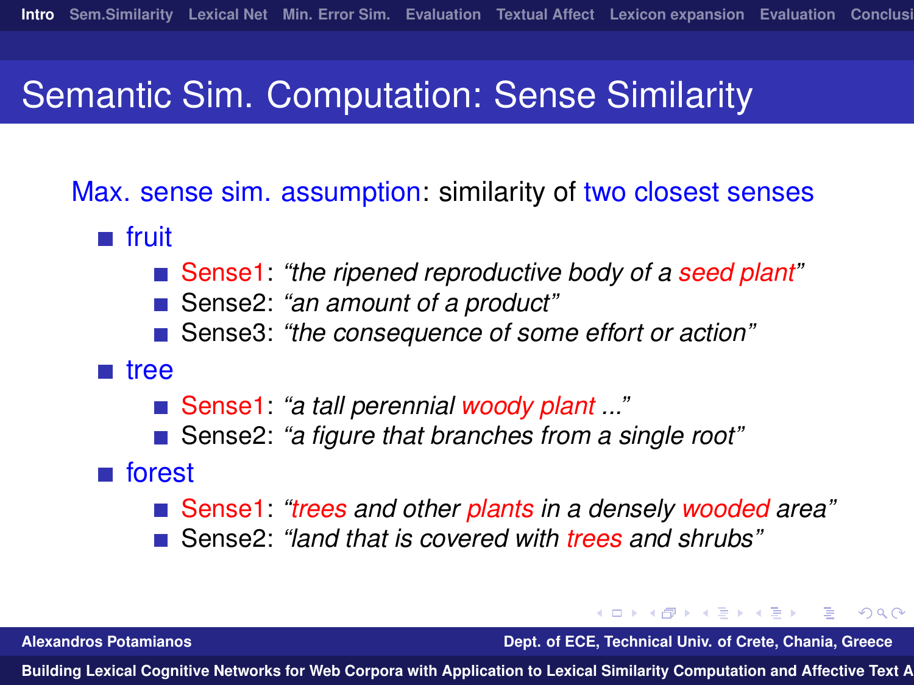# Semantic Sim. Computation: Sense Similarity

Max. sense sim. assumption: similarity of two closest senses

- fruit
  - Sense1: *"the ripened reproductive body of a seed plant"*
  - Sense2: *"an amount of a product"*
  - Sense3: *"the consequence of some effort or action"*
- tree
  - Sense1: *"a tall perennial woody plant ..."*
  - Sense2: *"a figure that branches from a single root"*
- forest
  - Sense1: *"trees and other plants in a densely wooded area"*
  - Sense2: *"land that is covered with trees and shrubs"*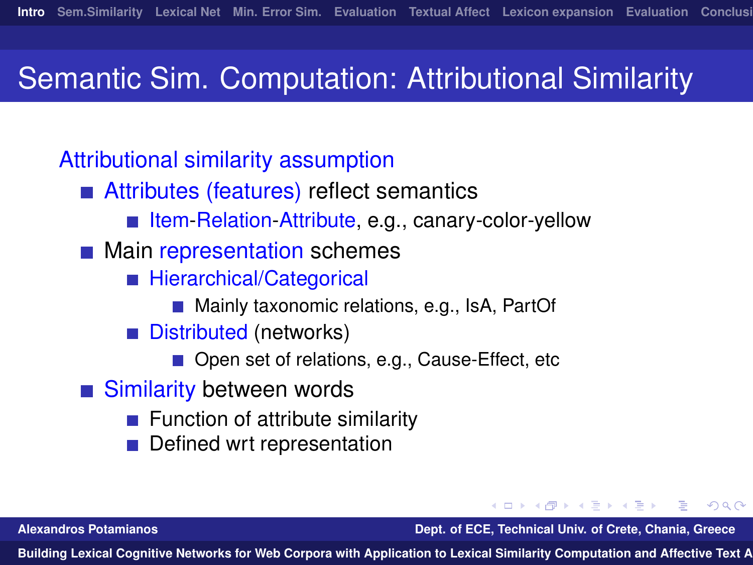# Semantic Sim. Computation: Attributional Similarity

Attributional similarity assumption

- Attributes (features) reflect semantics
  - Item-Relation-Attribute, e.g., canary-color-yellow
- Main representation schemes
  - Hierarchical/Categorical
    - Mainly taxonomic relations, e.g., IsA, PartOf
  - Distributed (networks)
    - Open set of relations, e.g., Cause-Effect, etc
- Similarity between words
  - Function of attribute similarity
  - Defined wrt representation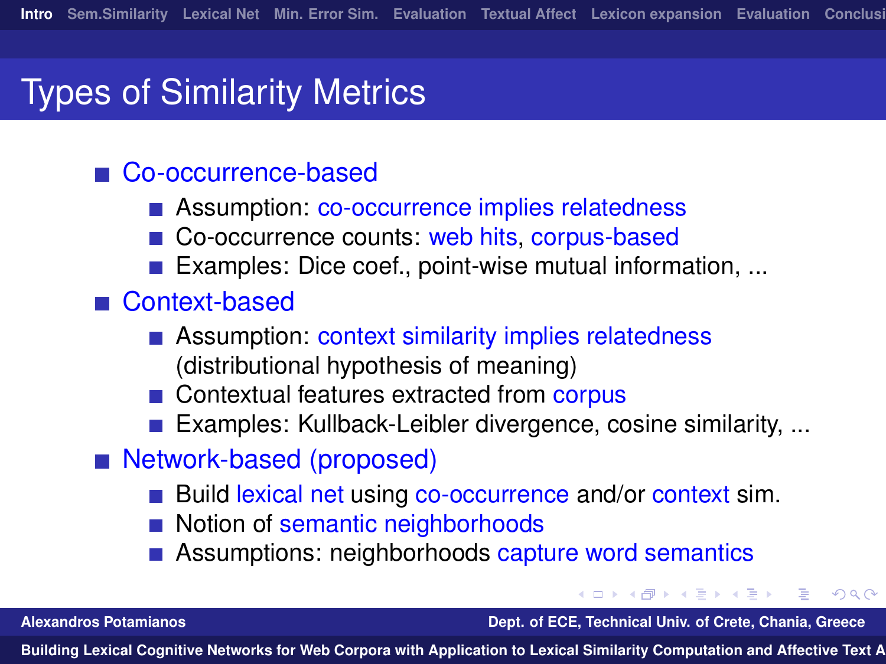# Types of Similarity Metrics

- Co-occurrence-based
  - Assumption: co-occurrence implies relatedness
  - Co-occurrence counts: web hits, corpus-based
  - Examples: Dice coef., point-wise mutual information, ...
- Context-based
  - Assumption: context similarity implies relatedness (distributional hypothesis of meaning)
  - Contextual features extracted from corpus
  - Examples: Kullback-Leibler divergence, cosine similarity, ...
- Network-based (proposed)
  - Build lexical net using co-occurrence and/or context sim.
  - Notion of semantic neighborhoods
  - Assumptions: neighborhoods capture word semantics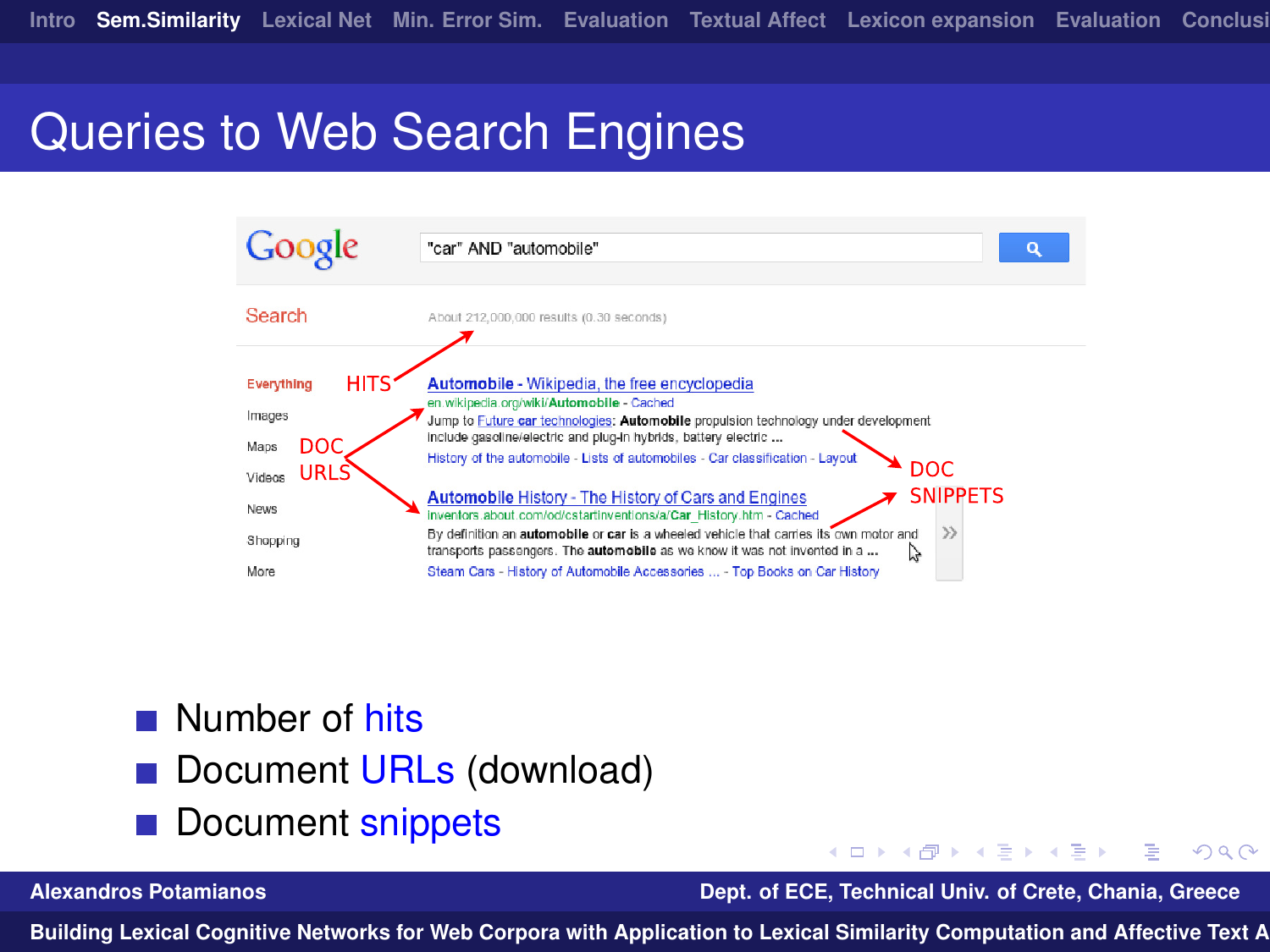# Queries to Web Search Engines

- Number of hits
- Document URLs (download)
- Document snippets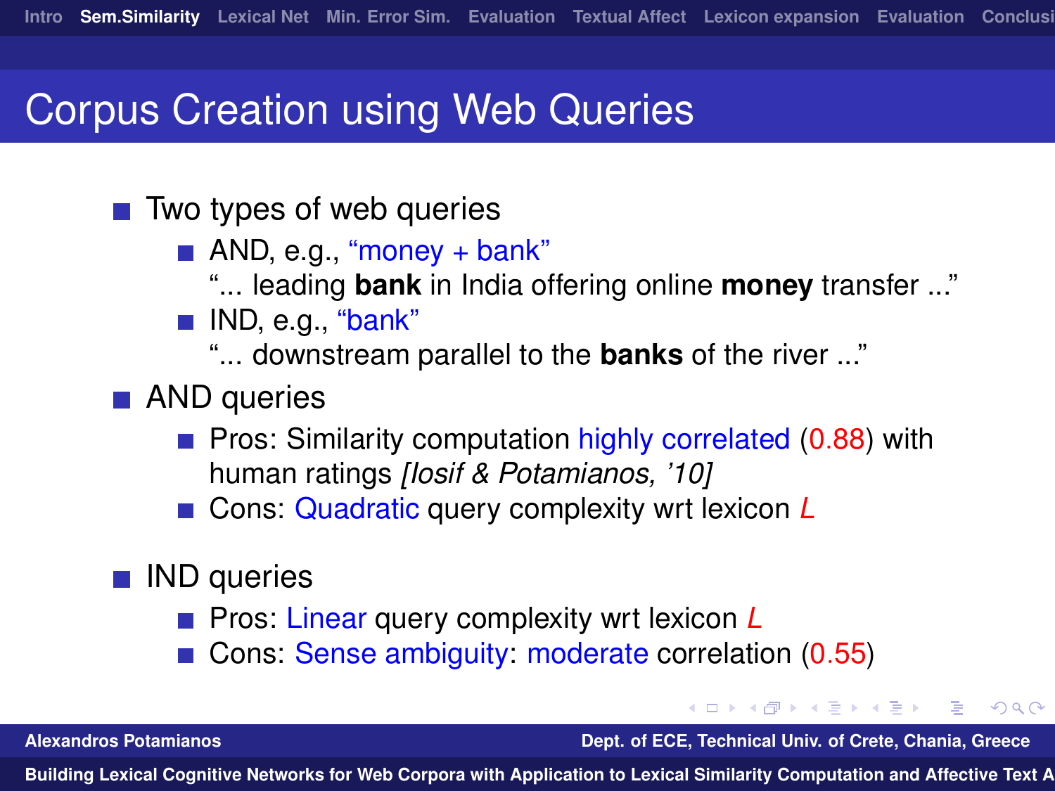# Corpus Creation using Web Queries

- Two types of web queries
  - AND, e.g., “money + bank”
    “... leading **bank** in India offering online **money** transfer ...”
  - IND, e.g., “bank”
    “... downstream parallel to the **banks** of the river ...”
- AND queries
  - Pros: Similarity computation highly correlated (0.88) with human ratings *[Iosif & Potamianos, ’10]*
  - Cons: Quadratic query complexity wrt lexicon *L*
- IND queries
  - Pros: Linear query complexity wrt lexicon *L*
  - Cons: Sense ambiguity: moderate correlation (0.55)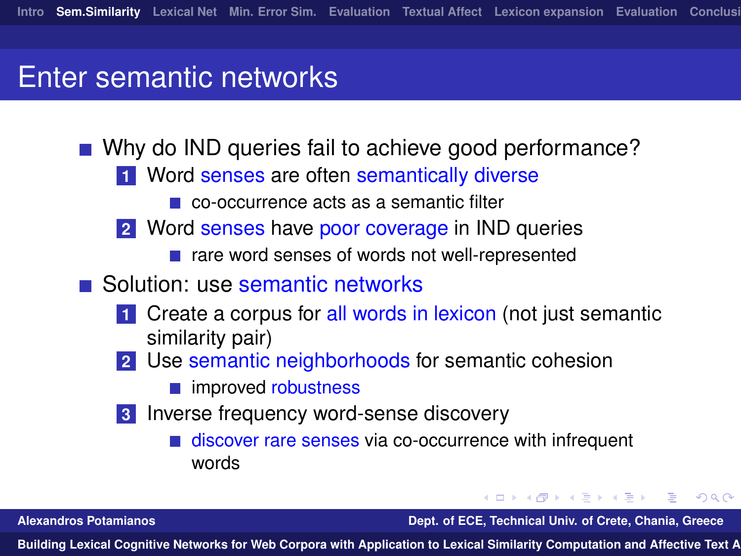# Enter semantic networks

- Why do IND queries fail to achieve good performance?
  1. Word senses are often semantically diverse
     - co-occurrence acts as a semantic filter
  2. Word senses have poor coverage in IND queries
     - rare word senses of words not well-represented
- Solution: use semantic networks
  1. Create a corpus for all words in lexicon (not just semantic similarity pair)
  2. Use semantic neighborhoods for semantic cohesion
     - improved robustness
  3. Inverse frequency word-sense discovery
     - discover rare senses via co-occurrence with infrequent words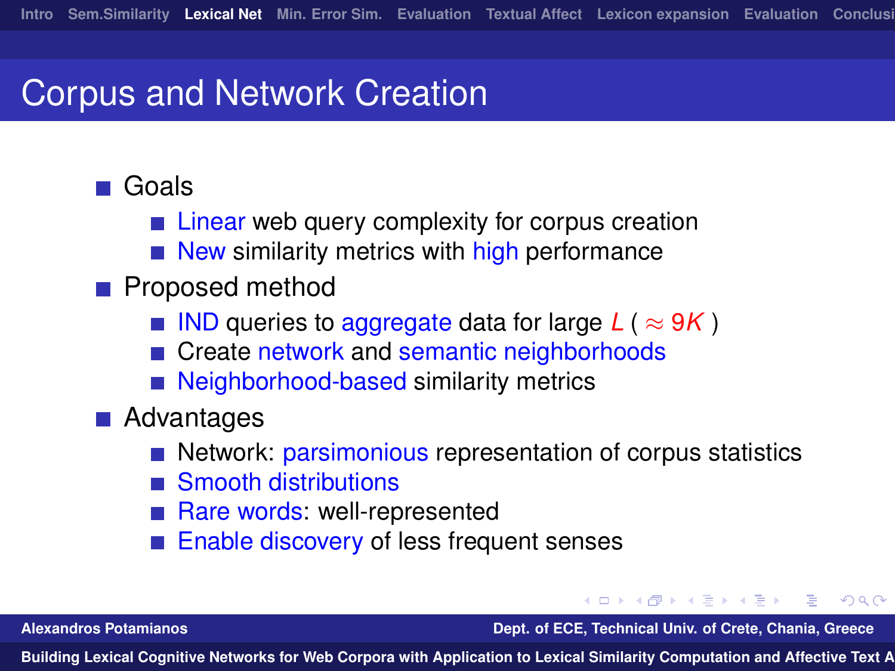# Corpus and Network Creation

- Goals
  - Linear web query complexity for corpus creation
  - New similarity metrics with high performance
- Proposed method
  - IND queries to aggregate data for large $L$ ( $\approx 9K$ )
  - Create network and semantic neighborhoods
  - Neighborhood-based similarity metrics
- Advantages
  - Network: parsimonious representation of corpus statistics
  - Smooth distributions
  - Rare words: well-represented
  - Enable discovery of less frequent senses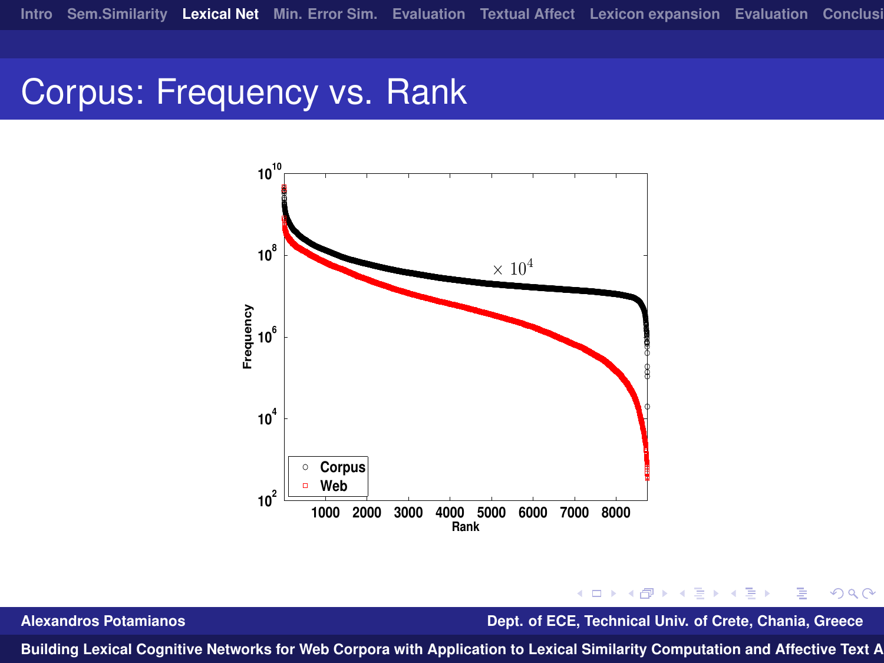# Corpus: Frequency vs. Rank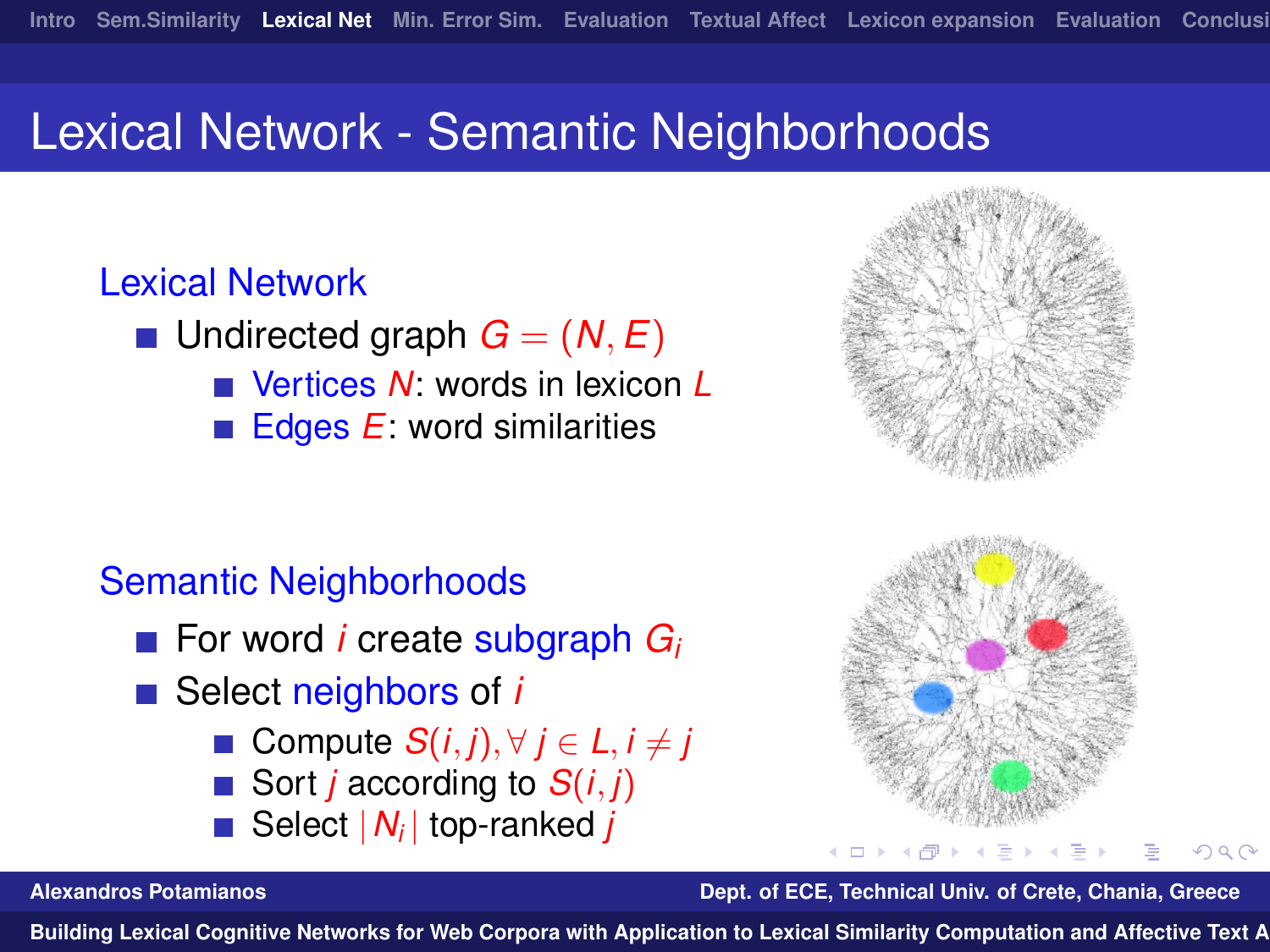# Lexical Network - Semantic Neighborhoods

## Lexical Network

- Undirected graph $G = (N, E)$
  - Vertices $N$: words in lexicon $L$
  - Edges $E$: word similarities

## Semantic Neighborhoods

- For word $i$ create subgraph $G_i$
- Select neighbors of $i$
  - Compute $S(i, j), \forall j \in L, i \neq j$
  - Sort $j$ according to $S(i, j)$
  - Select $|N_i|$ top-ranked $j$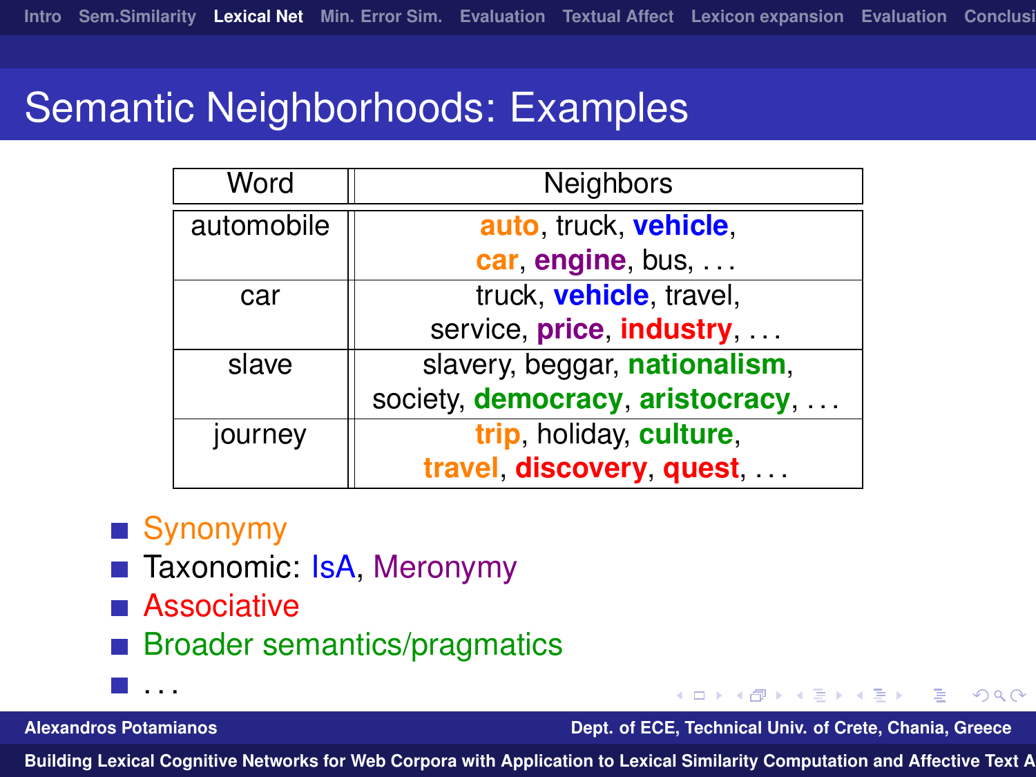# Semantic Neighborhoods: Examples

| Word | Neighbors |
|---|---|
| automobile | **auto**, truck, **vehicle**, **car**, **engine**, bus, . . . |
| car | truck, **vehicle**, travel, service, **price**, **industry**, . . . |
| slave | slavery, beggar, **nationalism**, society, **democracy**, **aristocracy**, . . . |
| journey | **trip**, holiday, **culture**, **travel**, **discovery**, **quest**, . . . |

- Synonymy
- Taxonomic: IsA, Meronymy
- Associative
- Broader semantics/pragmatics
- . . .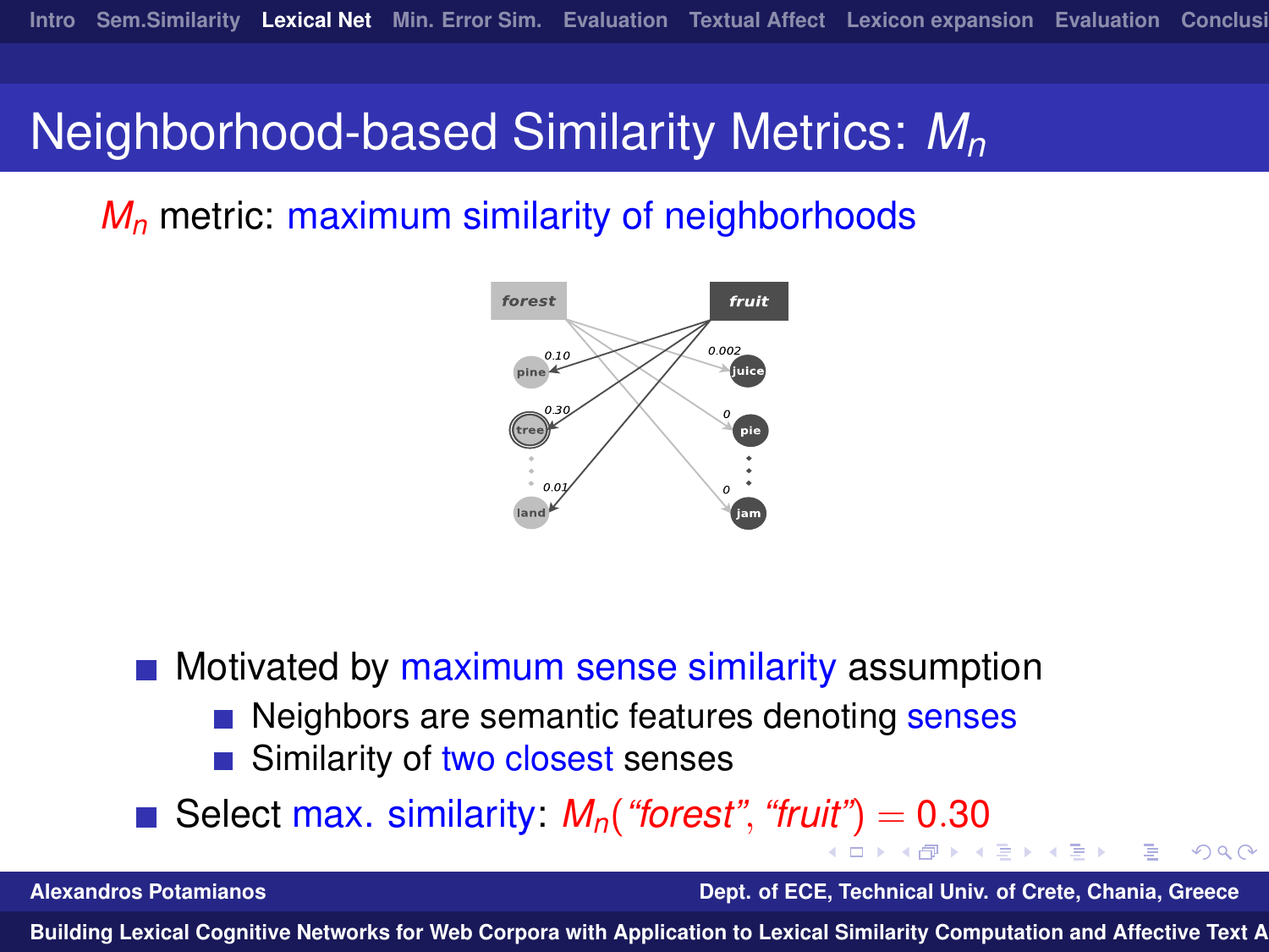# Neighborhood-based Similarity Metrics: $M_n$

$M_n$ metric: maximum similarity of neighborhoods

- Motivated by maximum sense similarity assumption
  - Neighbors are semantic features denoting senses
  - Similarity of two closest senses
- Select max. similarity: $M_n(\text{"forest"}, \text{"fruit"}) = 0.30$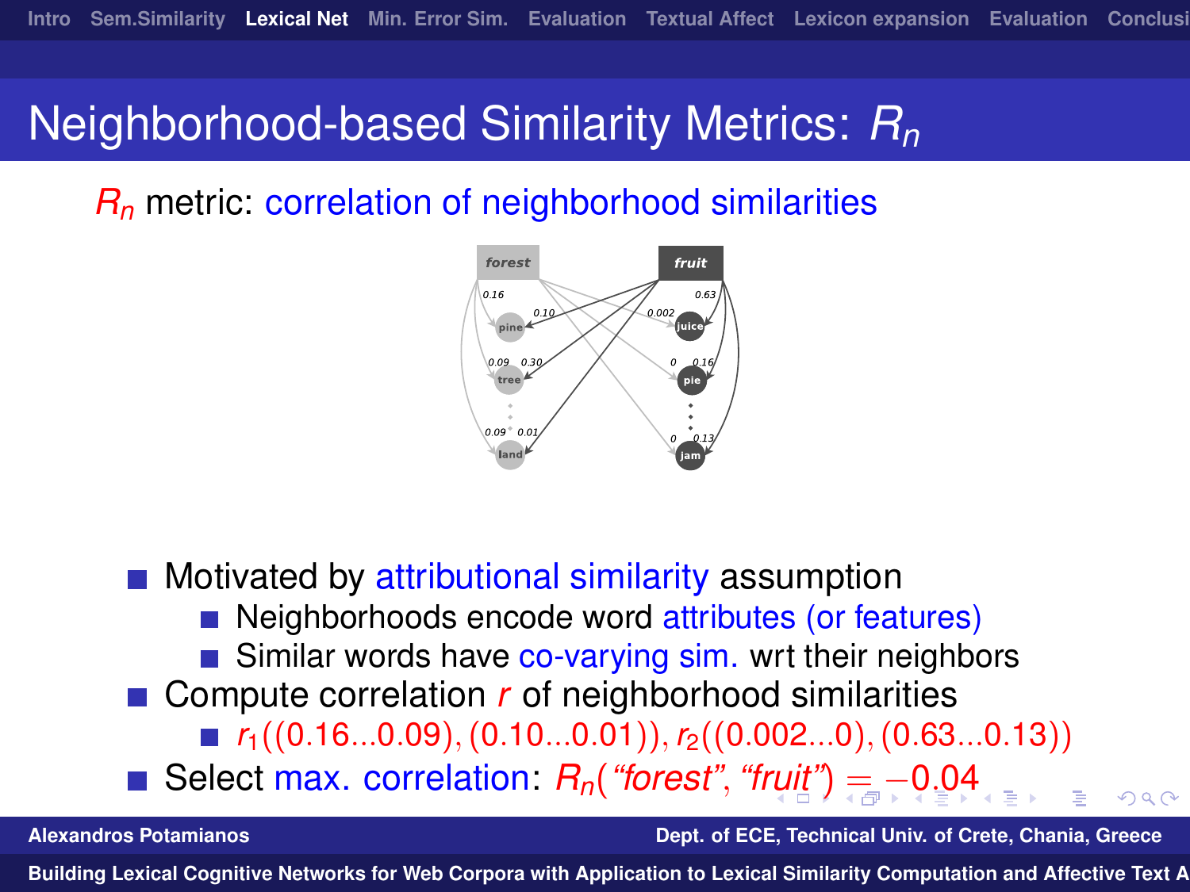# Neighborhood-based Similarity Metrics: $R_n$

$R_n$ metric: correlation of neighborhood similarities

- Motivated by attributional similarity assumption
  - Neighborhoods encode word attributes (or features)
  - Similar words have co-varying sim. wrt their neighbors
- Compute correlation $r$ of neighborhood similarities
  - $r_1((0.16...0.09),(0.10...0.01)), r_2((0.002...0),(0.63...0.13))$
- Select max. correlation: $R_n(\text{"forest"}, \text{"fruit"}) = -0.04$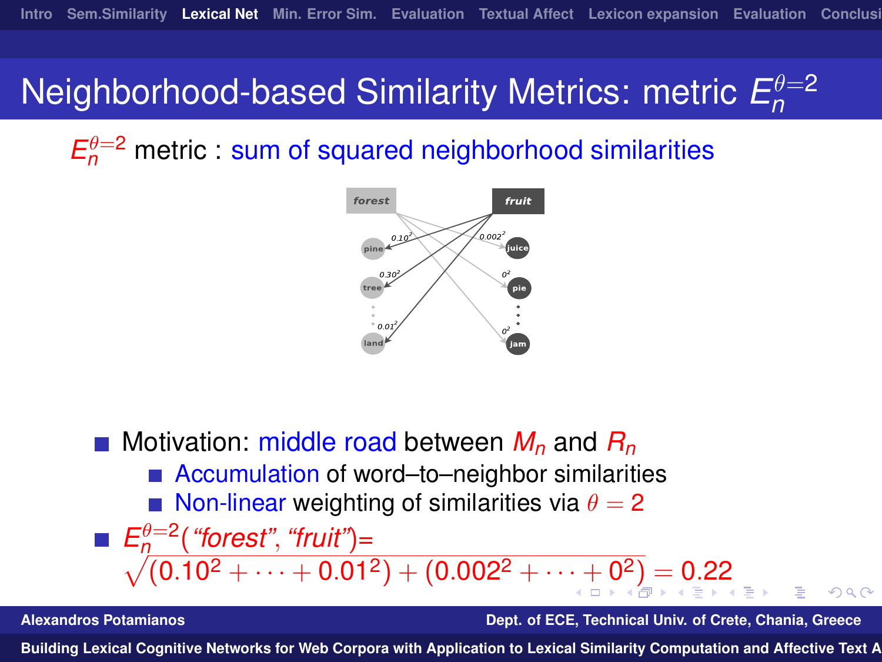# Neighborhood-based Similarity Metrics: metric $E_n^{\theta=2}$

$E_n^{\theta=2}$ metric : sum of squared neighborhood similarities

- Motivation: middle road between $M_n$ and $R_n$
  - Accumulation of word–to–neighbor similarities
  - Non-linear weighting of similarities via $\theta = 2$
- $E_n^{\theta=2}$(*"forest"*, *"fruit"*)=
  $\sqrt{(0.10^2 + \cdots + 0.01^2) + (0.002^2 + \cdots + 0^2)} = 0.22$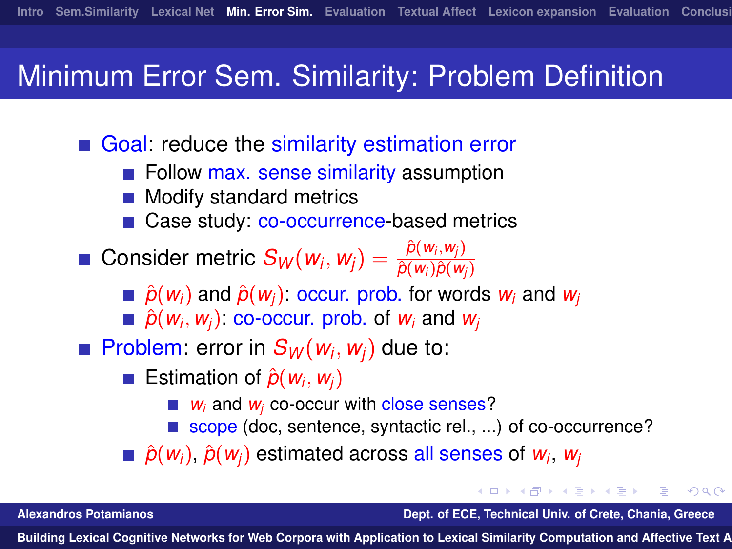# Minimum Error Sem. Similarity: Problem Definition

- Goal: reduce the similarity estimation error
  - Follow max. sense similarity assumption
  - Modify standard metrics
  - Case study: co-occurrence-based metrics
- Consider metric $S_W(w_i, w_j) = \frac{\hat{p}(w_i, w_j)}{\hat{p}(w_i)\hat{p}(w_j)}$
  - $\hat{p}(w_i)$ and $\hat{p}(w_j)$: occur. prob. for words $w_i$ and $w_j$
  - $\hat{p}(w_i, w_j)$: co-occur. prob. of $w_i$ and $w_j$
- Problem: error in $S_W(w_i, w_j)$ due to:
  - Estimation of $\hat{p}(w_i, w_j)$
    - $w_i$ and $w_j$ co-occur with close senses?
    - scope (doc, sentence, syntactic rel., ...) of co-occurrence?
  - $\hat{p}(w_i)$, $\hat{p}(w_j)$ estimated across all senses of $w_i$, $w_j$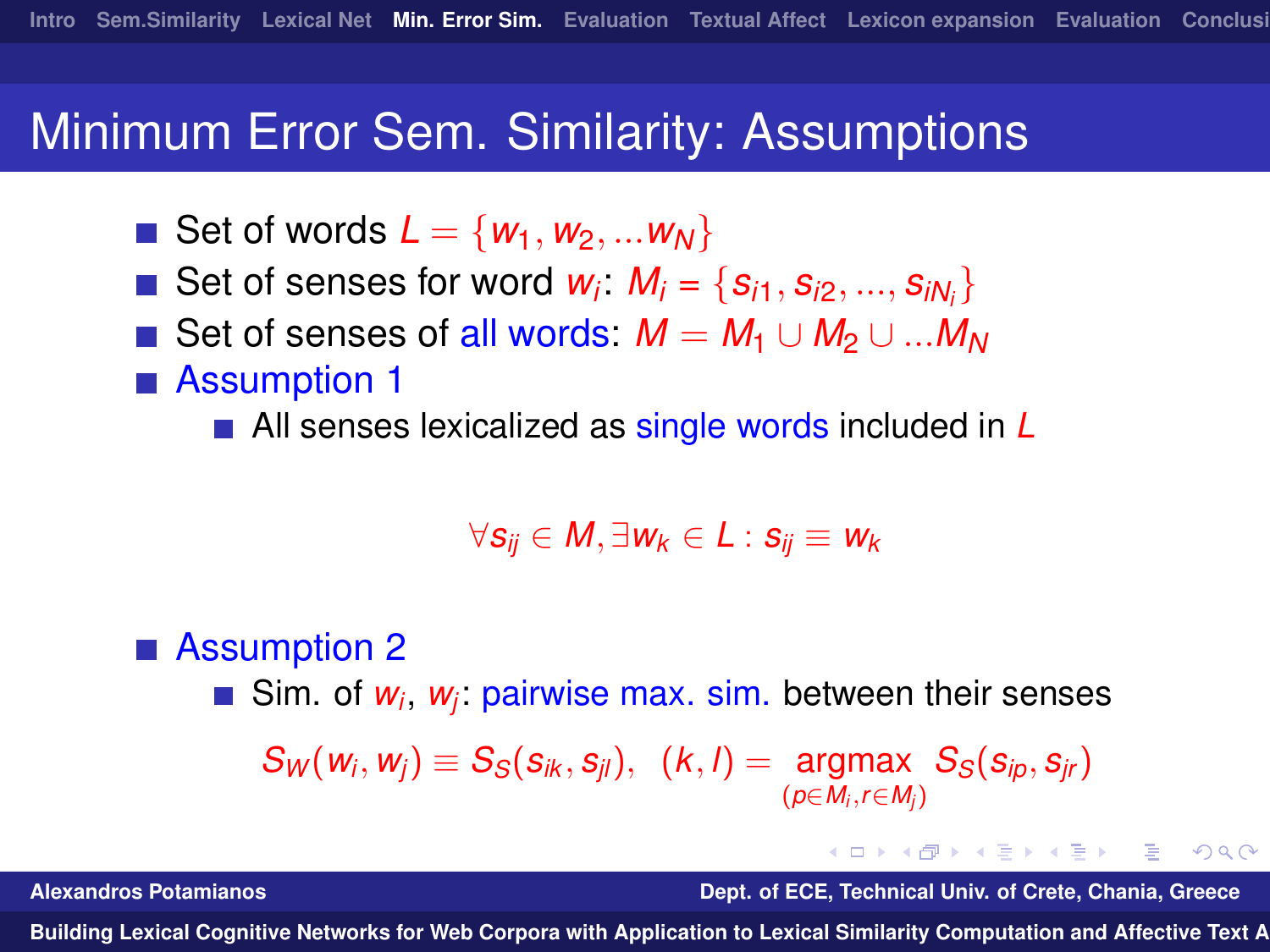# Minimum Error Sem. Similarity: Assumptions

- Set of words $L = \{w_1, w_2, ...w_N\}$
- Set of senses for word $w_i$: $M_i = \{s_{i1}, s_{i2}, ..., s_{iN_i}\}$
- Set of senses of all words: $M = M_1 \cup M_2 \cup ...M_N$
- Assumption 1
  - All senses lexicalized as single words included in $L$

$$\forall s_{ij} \in M, \exists w_k \in L : s_{ij} \equiv w_k$$

- Assumption 2
  - Sim. of $w_i$, $w_j$: pairwise max. sim. between their senses

$$S_W(w_i, w_j) \equiv S_S(s_{ik}, s_{jl}), \quad (k, l) = \underset{(p \in M_i, r \in M_j)}{\operatorname{argmax}} \; S_S(s_{ip}, s_{jr})$$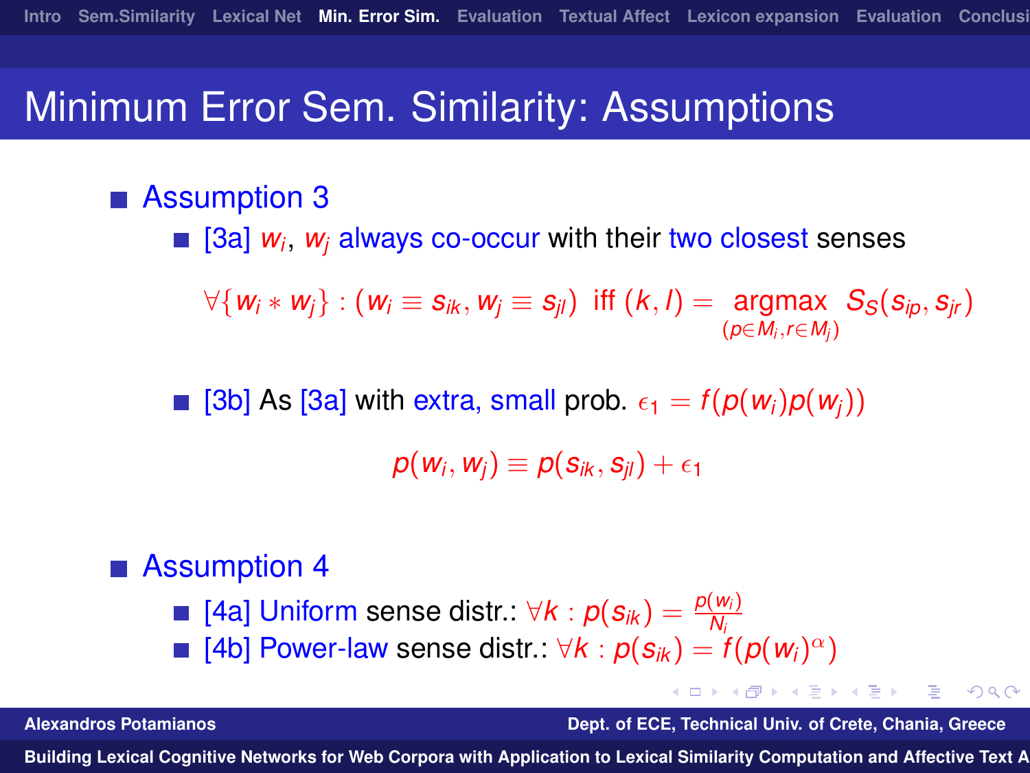# Minimum Error Sem. Similarity: Assumptions

- Assumption 3
  - [3a] $w_i$, $w_j$ always co-occur with their two closest senses

$$\forall \{w_i * w_j\} : (w_i \equiv s_{ik}, w_j \equiv s_{jl}) \text{ iff } (k,l) = \underset{(p \in M_i, r \in M_j)}{\text{argmax}} S_S(s_{ip}, s_{jr})$$

  - [3b] As [3a] with extra, small prob. $\epsilon_1 = f(p(w_i)p(w_j))$

$$p(w_i, w_j) \equiv p(s_{ik}, s_{jl}) + \epsilon_1$$

- Assumption 4
  - [4a] Uniform sense distr.: $\forall k : p(s_{ik}) = \frac{p(w_i)}{N_i}$
  - [4b] Power-law sense distr.: $\forall k : p(s_{ik}) = f(p(w_i)^\alpha)$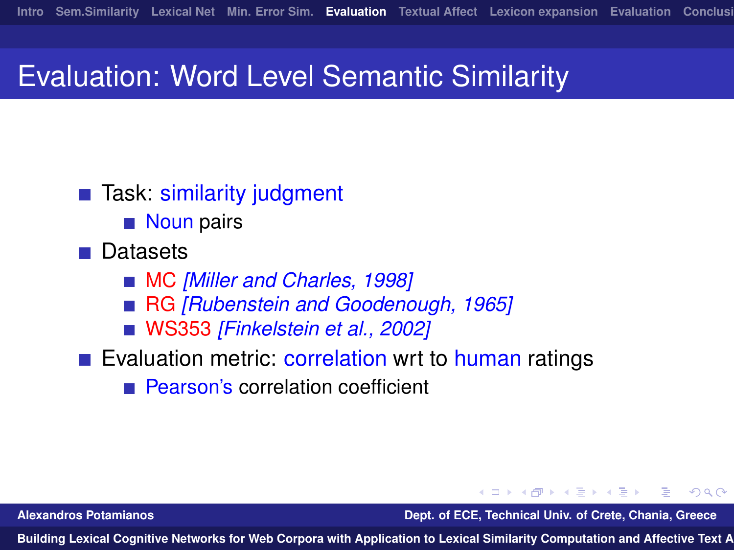# Evaluation: Word Level Semantic Similarity

- Task: similarity judgment
  - Noun pairs
- Datasets
  - MC *[Miller and Charles, 1998]*
  - RG *[Rubenstein and Goodenough, 1965]*
  - WS353 *[Finkelstein et al., 2002]*
- Evaluation metric: correlation wrt to human ratings
  - Pearson's correlation coefficient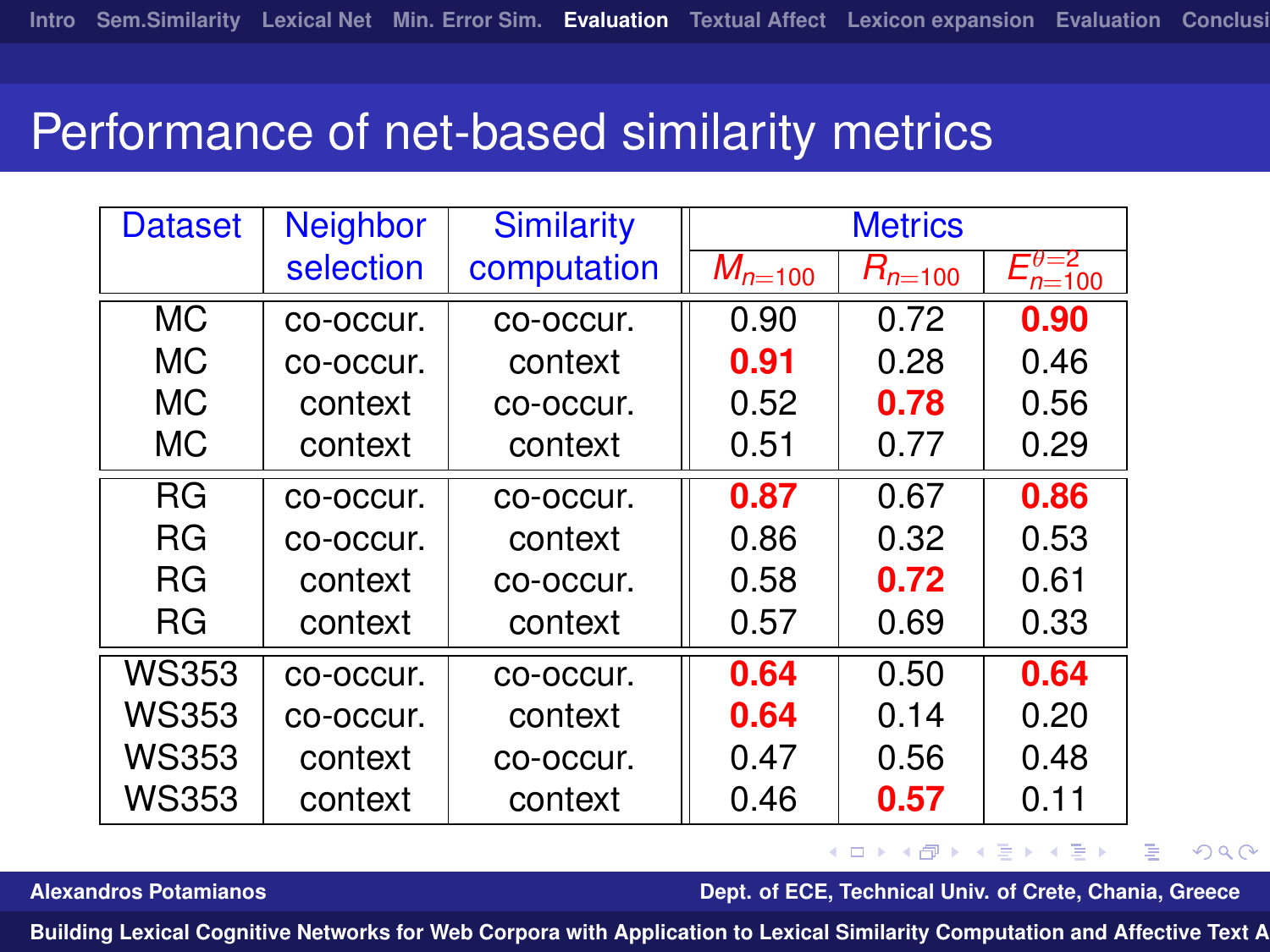# Performance of net-based similarity metrics

| Dataset | Neighbor selection | Similarity computation | Metrics | | |
|---|---|---|---|---|---|
| | | | $M_{n=100}$ | $R_{n=100}$ | $E^{\theta=2}_{n=100}$ |
| MC | co-occur. | co-occur. | 0.90 | 0.72 | **0.90** |
| MC | co-occur. | context | **0.91** | 0.28 | 0.46 |
| MC | context | co-occur. | 0.52 | **0.78** | 0.56 |
| MC | context | context | 0.51 | 0.77 | 0.29 |
| RG | co-occur. | co-occur. | **0.87** | 0.67 | **0.86** |
| RG | co-occur. | context | 0.86 | 0.32 | 0.53 |
| RG | context | co-occur. | 0.58 | **0.72** | 0.61 |
| RG | context | context | 0.57 | 0.69 | 0.33 |
| WS353 | co-occur. | co-occur. | **0.64** | 0.50 | **0.64** |
| WS353 | co-occur. | context | **0.64** | 0.14 | 0.20 |
| WS353 | context | co-occur. | 0.47 | 0.56 | 0.48 |
| WS353 | context | context | 0.46 | **0.57** | 0.11 |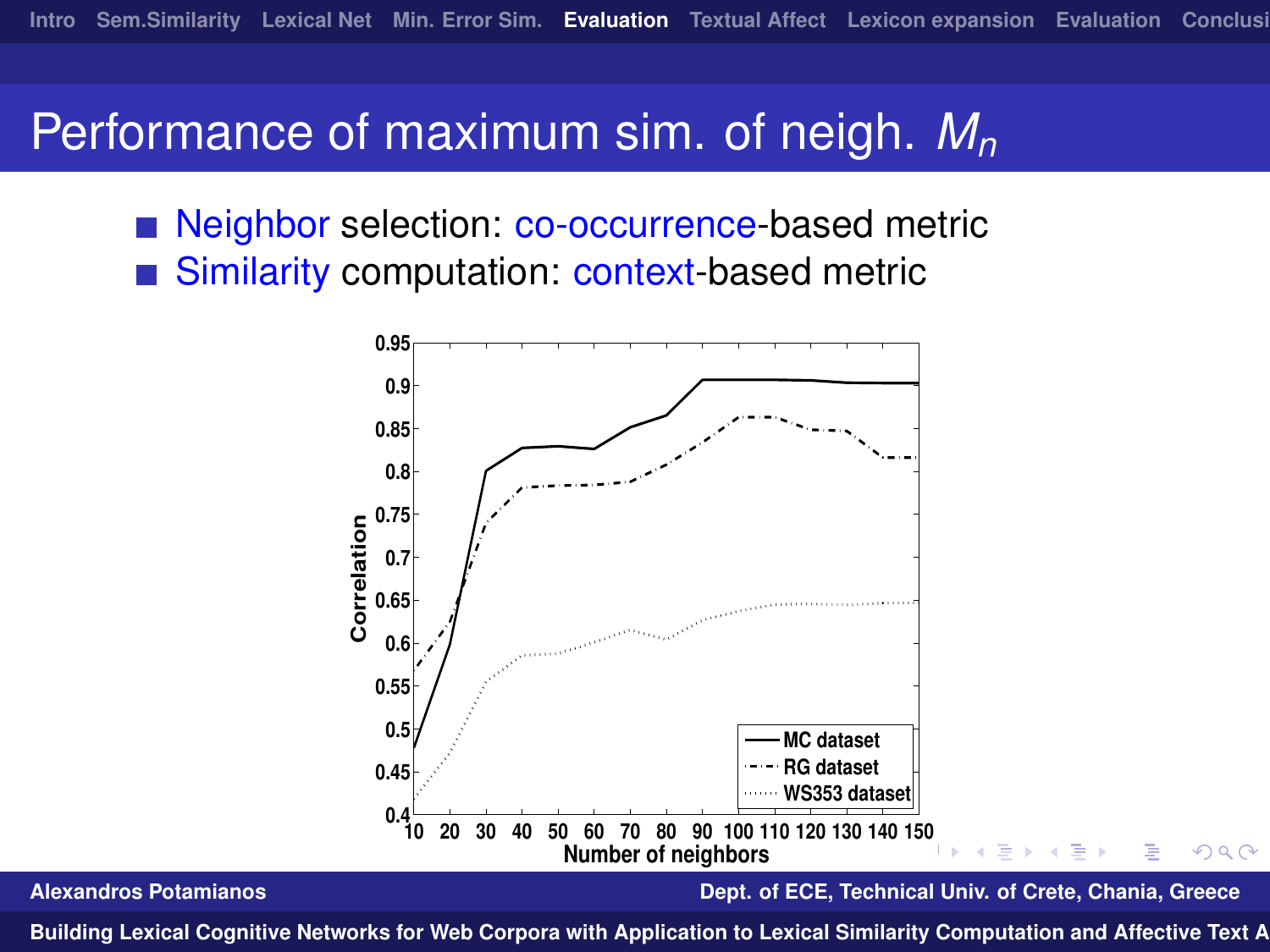# Performance of maximum sim. of neigh. $M_n$

- Neighbor selection: co-occurrence-based metric
- Similarity computation: context-based metric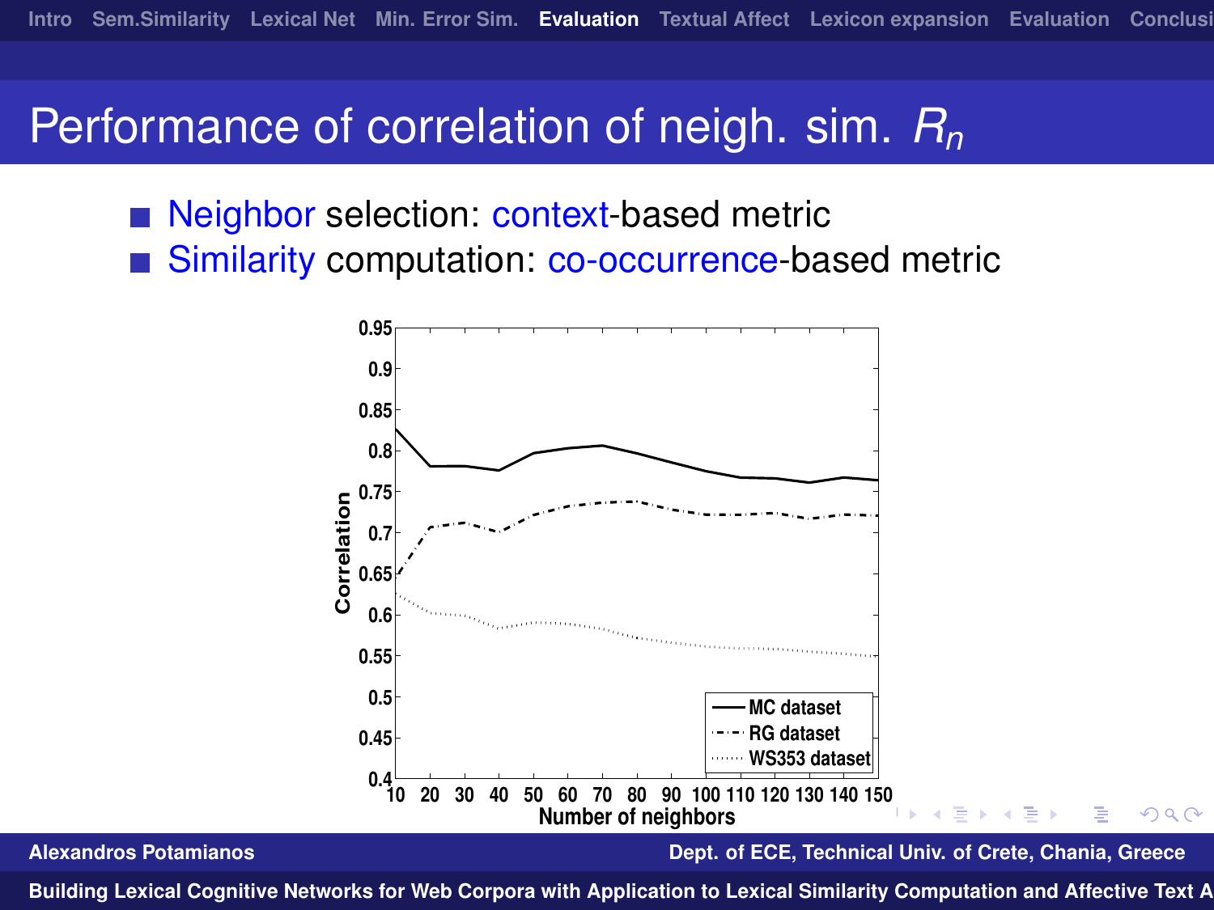# Performance of correlation of neigh. sim. $R_n$

- Neighbor selection: context-based metric
- Similarity computation: co-occurrence-based metric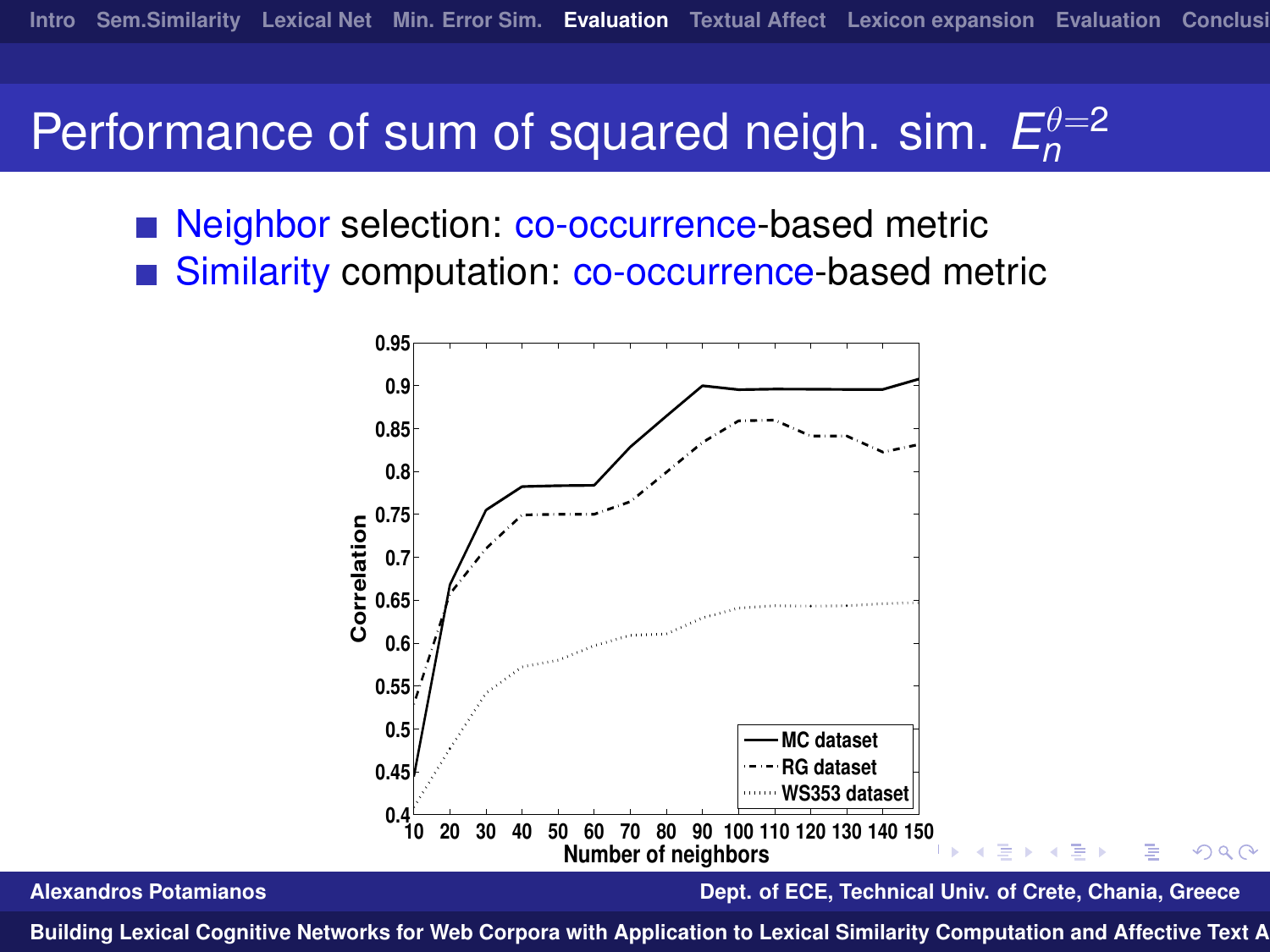# Performance of sum of squared neigh. sim. $E_n^{\theta=2}$

- Neighbor selection: co-occurrence-based metric
- Similarity computation: co-occurrence-based metric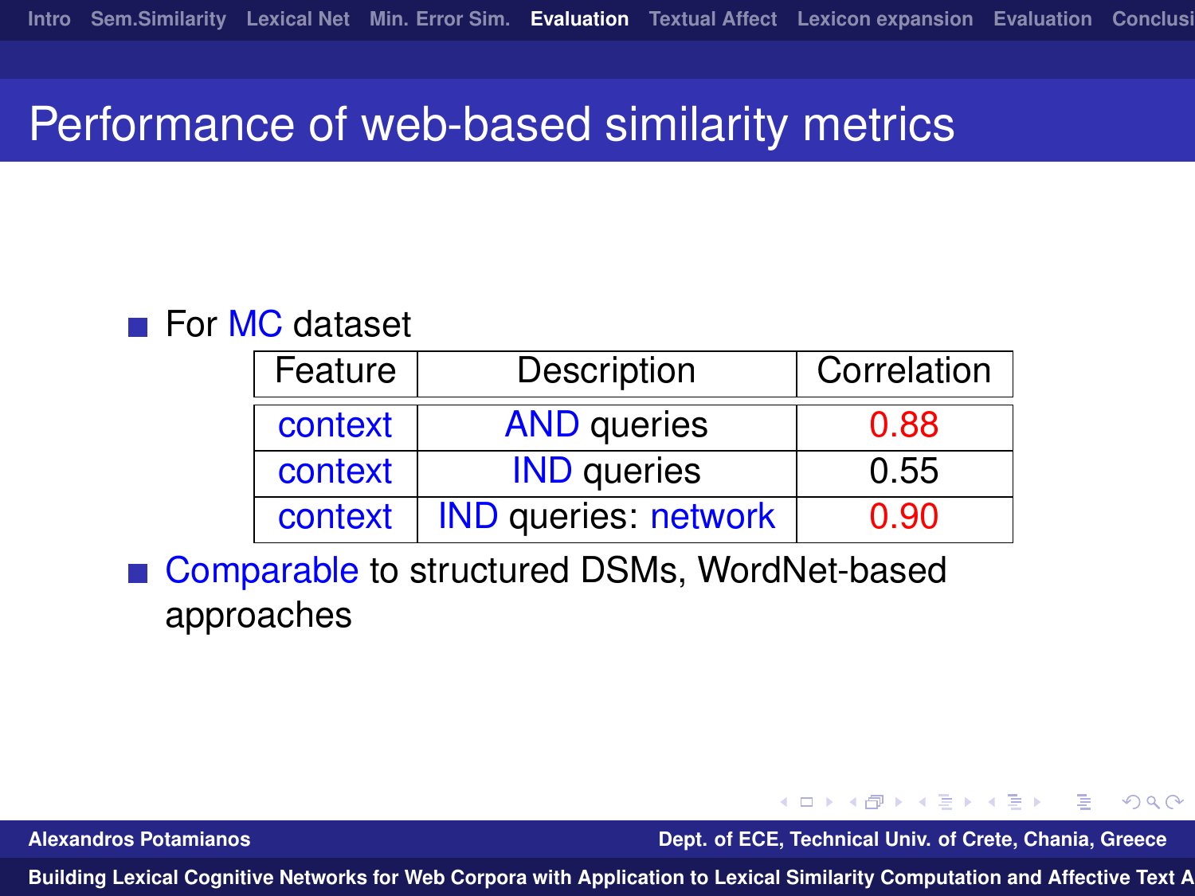# Performance of web-based similarity metrics

- For MC dataset

| Feature | Description | Correlation |
|---|---|---|
| context | AND queries | 0.88 |
| context | IND queries | 0.55 |
| context | IND queries: network | 0.90 |

- Comparable to structured DSMs, WordNet-based approaches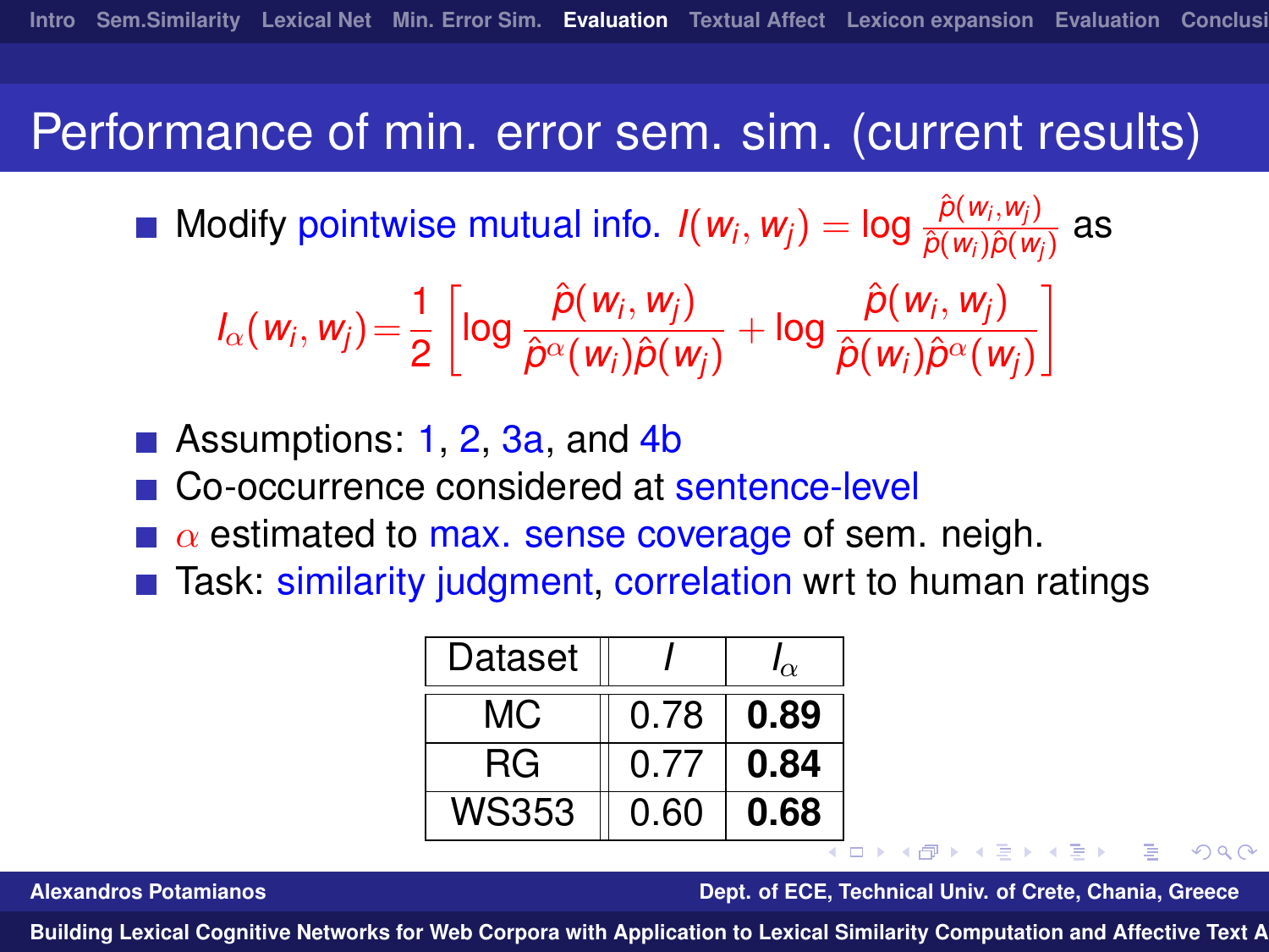# Performance of min. error sem. sim. (current results)

- Modify pointwise mutual info. $I(w_i, w_j) = \log \frac{\hat{p}(w_i, w_j)}{\hat{p}(w_i)\hat{p}(w_j)}$ as

$$I_\alpha(w_i, w_j) = \frac{1}{2}\left[\log \frac{\hat{p}(w_i, w_j)}{\hat{p}^\alpha(w_i)\hat{p}(w_j)} + \log \frac{\hat{p}(w_i, w_j)}{\hat{p}(w_i)\hat{p}^\alpha(w_j)}\right]$$

- Assumptions: 1, 2, 3a, and 4b
- Co-occurrence considered at sentence-level
- $\alpha$ estimated to max. sense coverage of sem. neigh.
- Task: similarity judgment, correlation wrt to human ratings

| Dataset | $I$ | $I_\alpha$ |
|---|---|---|
| MC | 0.78 | **0.89** |
| RG | 0.77 | **0.84** |
| WS353 | 0.60 | **0.68** |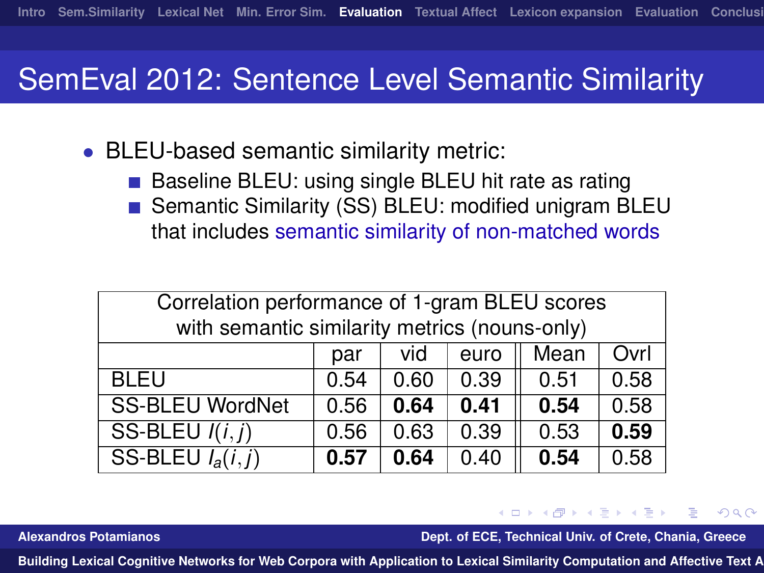# SemEval 2012: Sentence Level Semantic Similarity

- BLEU-based semantic similarity metric:
  - Baseline BLEU: using single BLEU hit rate as rating
  - Semantic Similarity (SS) BLEU: modified unigram BLEU that includes semantic similarity of non-matched words

Correlation performance of 1-gram BLEU scores with semantic similarity metrics (nouns-only)

| | par | vid | euro | Mean | Ovrl |
|---|---|---|---|---|---|
| BLEU | 0.54 | 0.60 | 0.39 | 0.51 | 0.58 |
| SS-BLEU WordNet | 0.56 | **0.64** | **0.41** | **0.54** | 0.58 |
| SS-BLEU $I(i,j)$ | 0.56 | 0.63 | 0.39 | 0.53 | **0.59** |
| SS-BLEU $I_a(i,j)$ | **0.57** | **0.64** | 0.40 | **0.54** | 0.58 |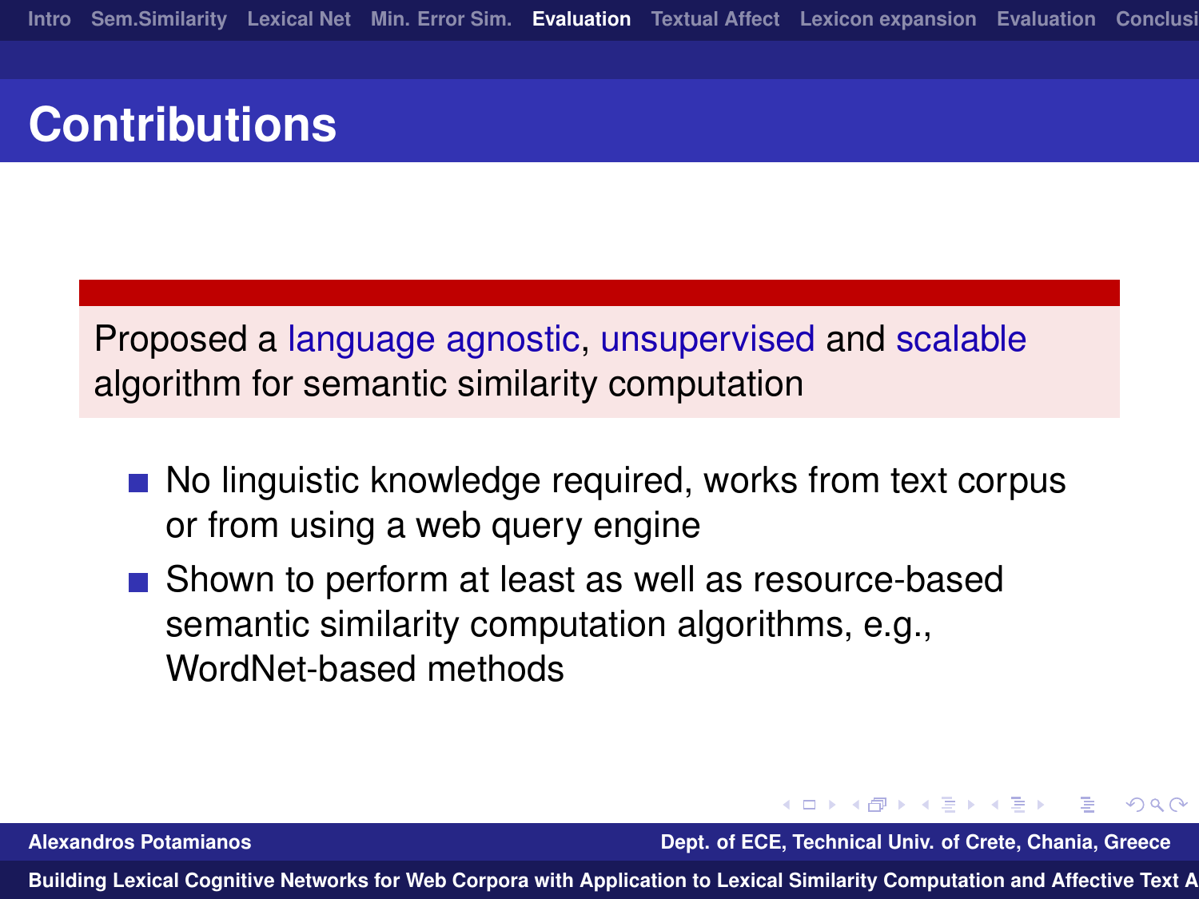# Contributions

Proposed a language agnostic, unsupervised and scalable algorithm for semantic similarity computation

- No linguistic knowledge required, works from text corpus or from using a web query engine
- Shown to perform at least as well as resource-based semantic similarity computation algorithms, e.g., WordNet-based methods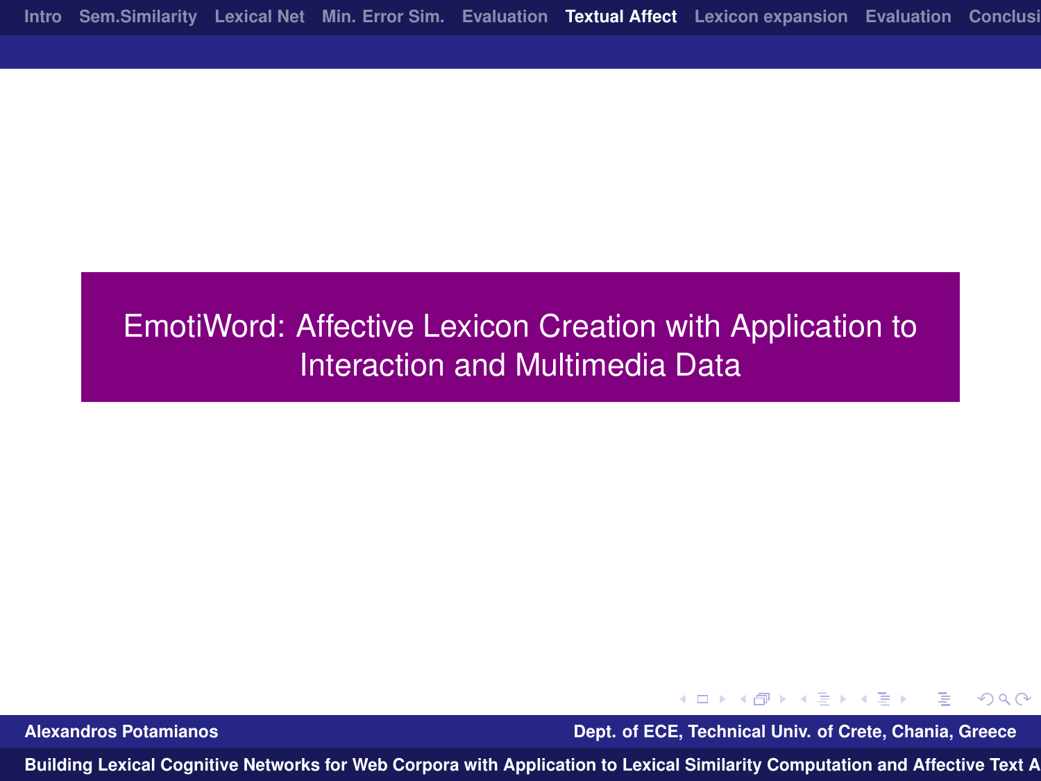# EmotiWord: Affective Lexicon Creation with Application to Interaction and Multimedia Data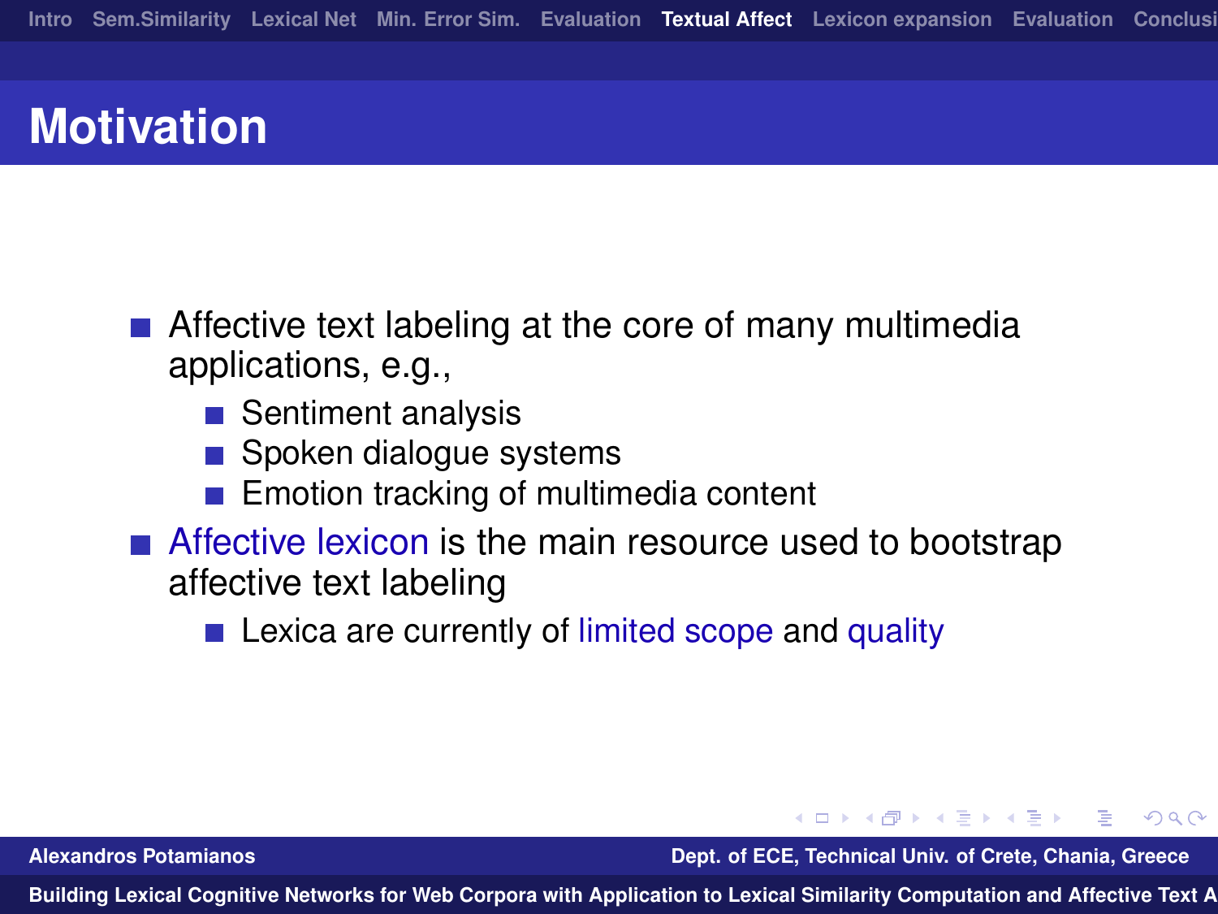# Motivation

- Affective text labeling at the core of many multimedia applications, e.g.,
  - Sentiment analysis
  - Spoken dialogue systems
  - Emotion tracking of multimedia content
- Affective lexicon is the main resource used to bootstrap affective text labeling
  - Lexica are currently of limited scope and quality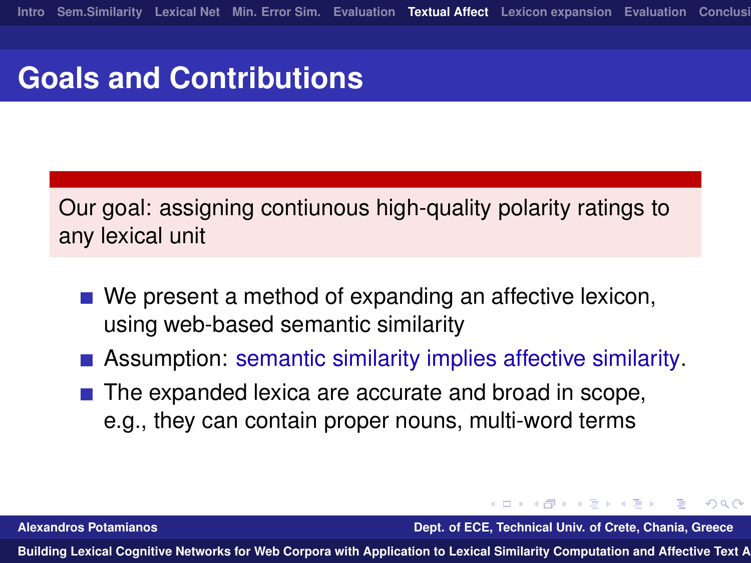# Goals and Contributions

**Our goal: assigning contiunous high-quality polarity ratings to any lexical unit**

- We present a method of expanding an affective lexicon, using web-based semantic similarity
- Assumption: semantic similarity implies affective similarity.
- The expanded lexica are accurate and broad in scope, e.g., they can contain proper nouns, multi-word terms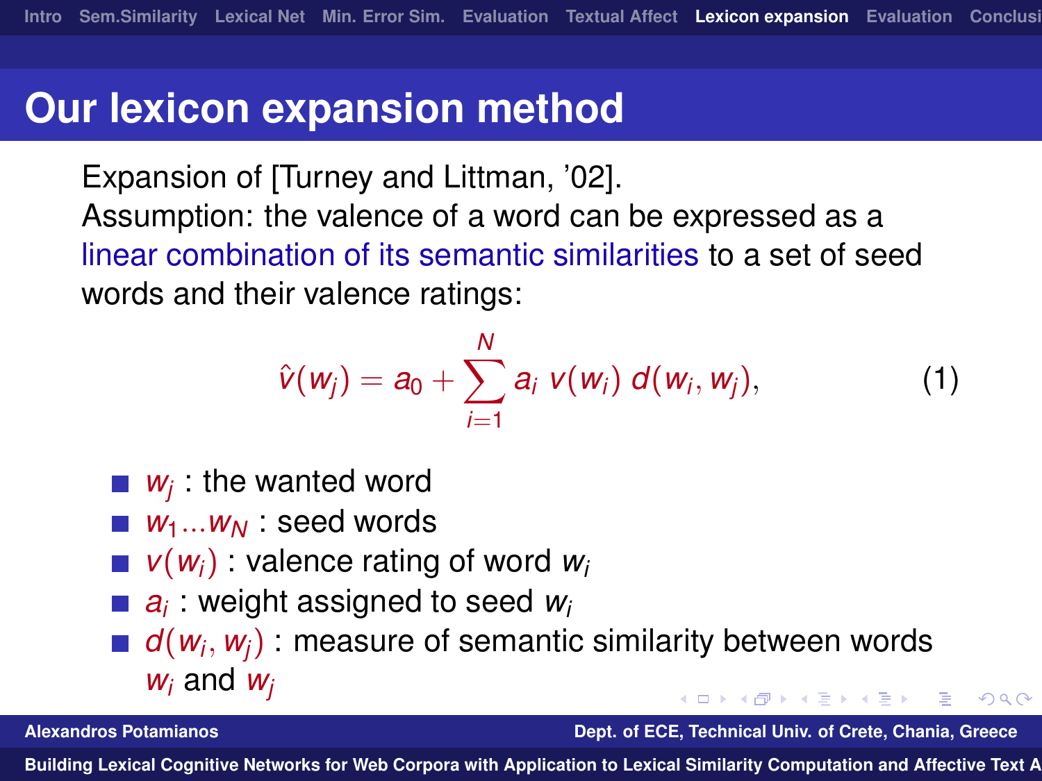# Our lexicon expansion method

Expansion of [Turney and Littman, '02].
Assumption: the valence of a word can be expressed as a linear combination of its semantic similarities to a set of seed words and their valence ratings:

$$\hat{v}(w_j) = a_0 + \sum_{i=1}^{N} a_i \, v(w_i) \, d(w_i, w_j), \tag{1}$$

- $w_j$ : the wanted word
- $w_1 ... w_N$ : seed words
- $v(w_i)$ : valence rating of word $w_i$
- $a_i$ : weight assigned to seed $w_i$
- $d(w_i, w_j)$ : measure of semantic similarity between words $w_i$ and $w_j$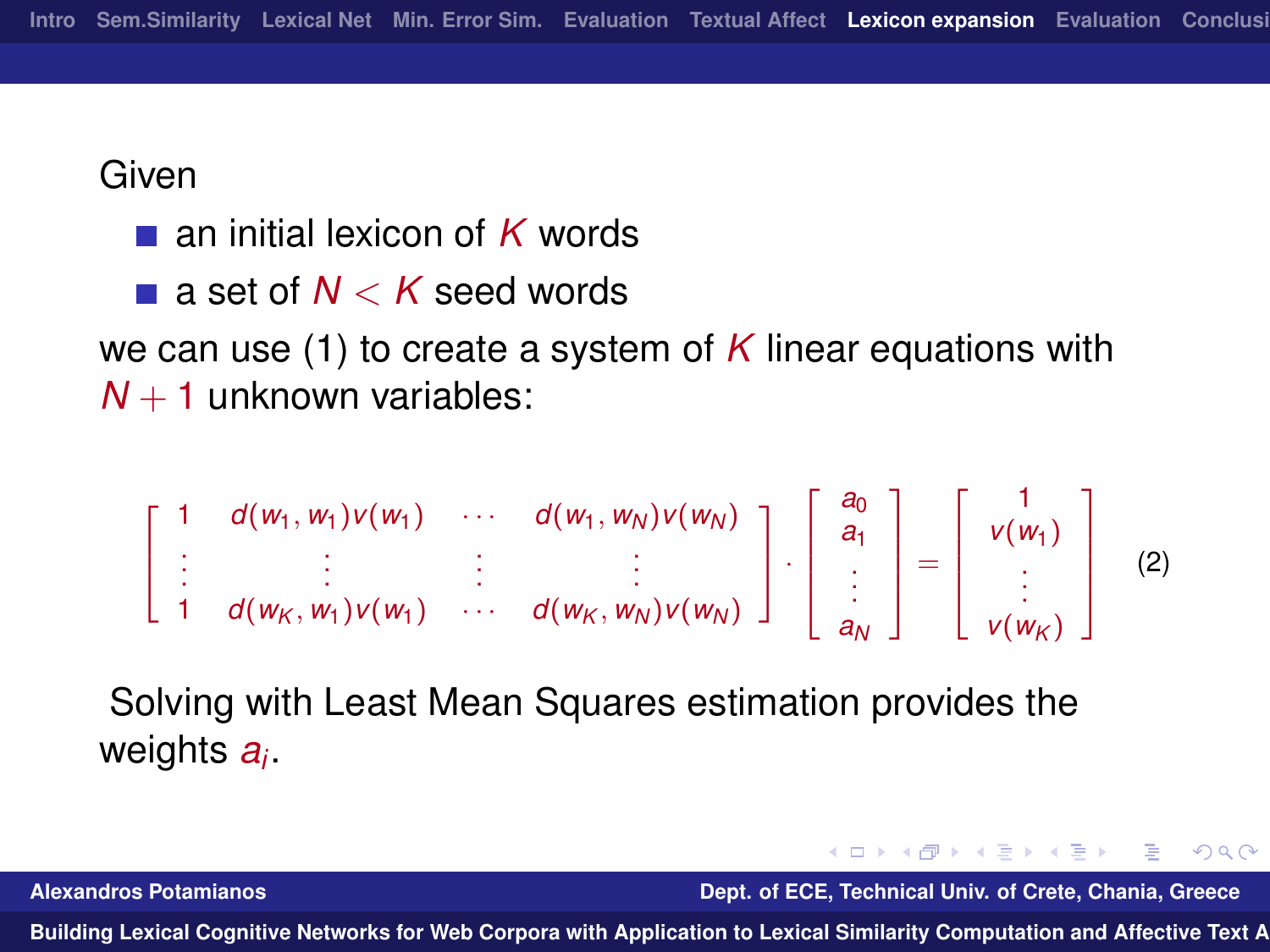Given

- an initial lexicon of $K$ words
- a set of $N < K$ seed words

we can use (1) to create a system of $K$ linear equations with $N + 1$ unknown variables:

$$
\begin{bmatrix} 1 & d(w_1, w_1)v(w_1) & \cdots & d(w_1, w_N)v(w_N) \\ \vdots & \vdots & \vdots & \vdots \\ 1 & d(w_K, w_1)v(w_1) & \cdots & d(w_K, w_N)v(w_N) \end{bmatrix} \cdot \begin{bmatrix} a_0 \\ a_1 \\ \vdots \\ a_N \end{bmatrix} = \begin{bmatrix} 1 \\ v(w_1) \\ \vdots \\ v(w_K) \end{bmatrix} \quad (2)
$$

Solving with Least Mean Squares estimation provides the weights $a_i$.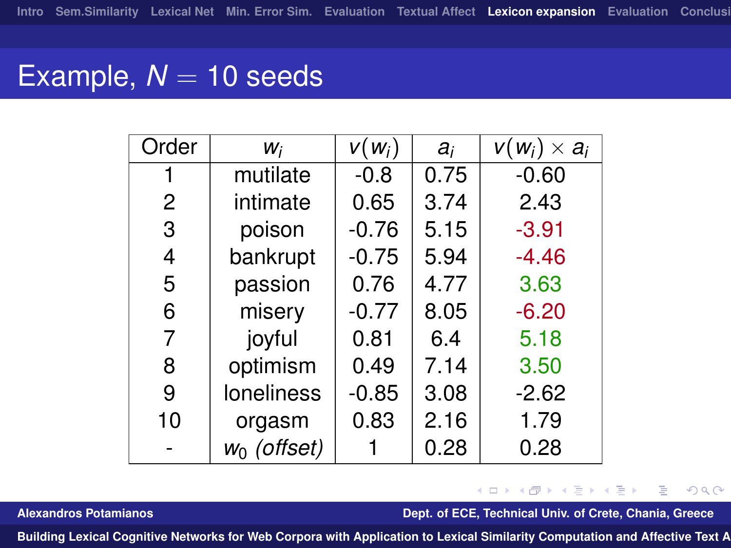# Example, $N = 10$ seeds

| Order | $w_i$ | $v(w_i)$ | $a_i$ | $v(w_i) \times a_i$ |
|---|---|---|---|---|
| 1 | mutilate | -0.8 | 0.75 | -0.60 |
| 2 | intimate | 0.65 | 3.74 | 2.43 |
| 3 | poison | -0.76 | 5.15 | -3.91 |
| 4 | bankrupt | -0.75 | 5.94 | -4.46 |
| 5 | passion | 0.76 | 4.77 | 3.63 |
| 6 | misery | -0.77 | 8.05 | -6.20 |
| 7 | joyful | 0.81 | 6.4 | 5.18 |
| 8 | optimism | 0.49 | 7.14 | 3.50 |
| 9 | loneliness | -0.85 | 3.08 | -2.62 |
| 10 | orgasm | 0.83 | 2.16 | 1.79 |
| - | $w_0$ *(offset)* | 1 | 0.28 | 0.28 |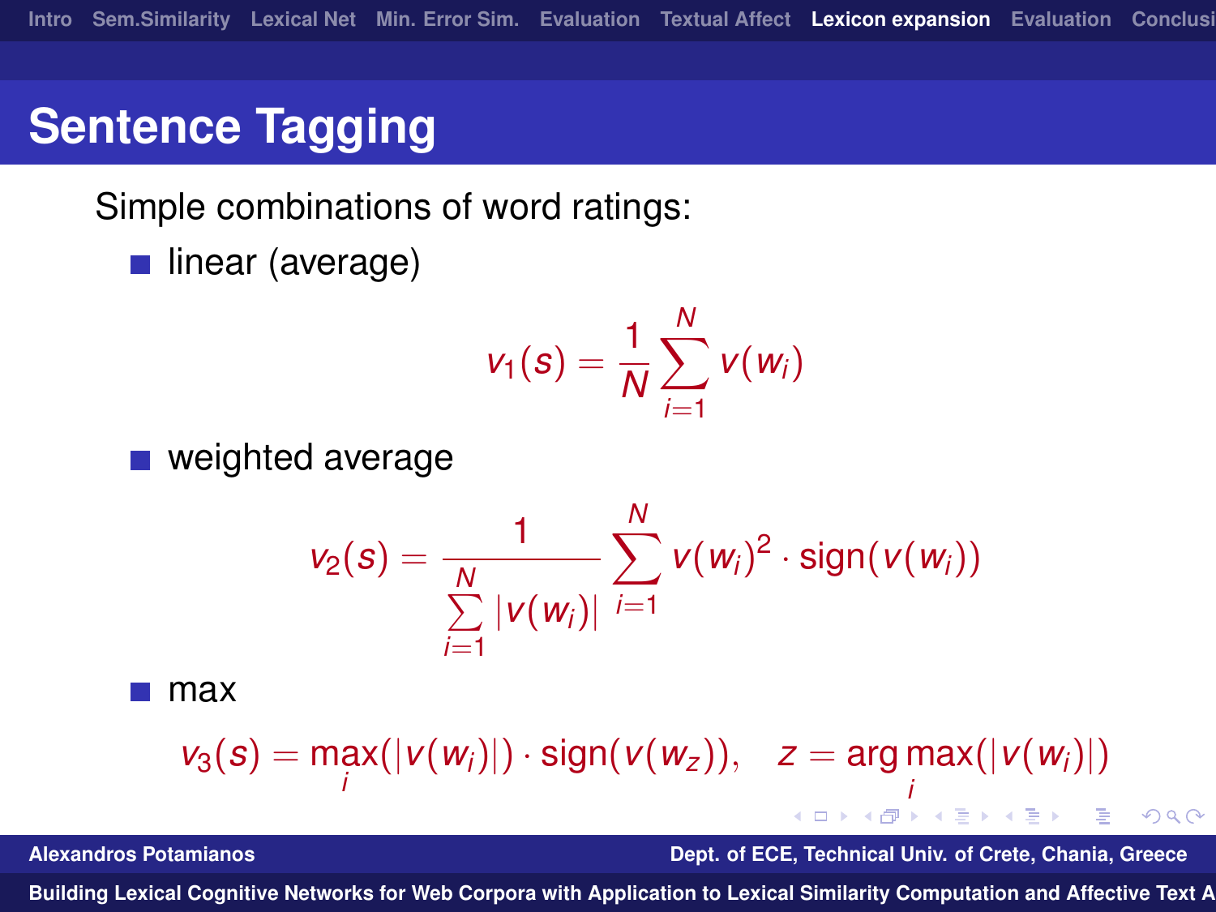# Sentence Tagging

Simple combinations of word ratings:

- linear (average)

$$v_1(s) = \frac{1}{N}\sum_{i=1}^{N} v(w_i)$$

- weighted average

$$v_2(s) = \frac{1}{\sum_{i=1}^{N} |v(w_i)|}\sum_{i=1}^{N} v(w_i)^2 \cdot \text{sign}(v(w_i))$$

- max

$$v_3(s) = \max_i(|v(w_i)|) \cdot \text{sign}(v(w_z)), \quad z = \arg\max_i(|v(w_i)|)$$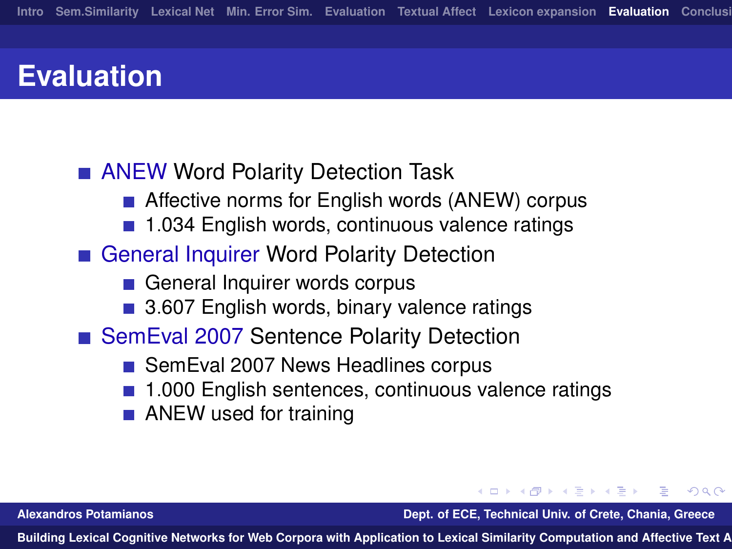# Evaluation

- ANEW Word Polarity Detection Task
  - Affective norms for English words (ANEW) corpus
  - 1.034 English words, continuous valence ratings
- General Inquirer Word Polarity Detection
  - General Inquirer words corpus
  - 3.607 English words, binary valence ratings
- SemEval 2007 Sentence Polarity Detection
  - SemEval 2007 News Headlines corpus
  - 1.000 English sentences, continuous valence ratings
  - ANEW used for training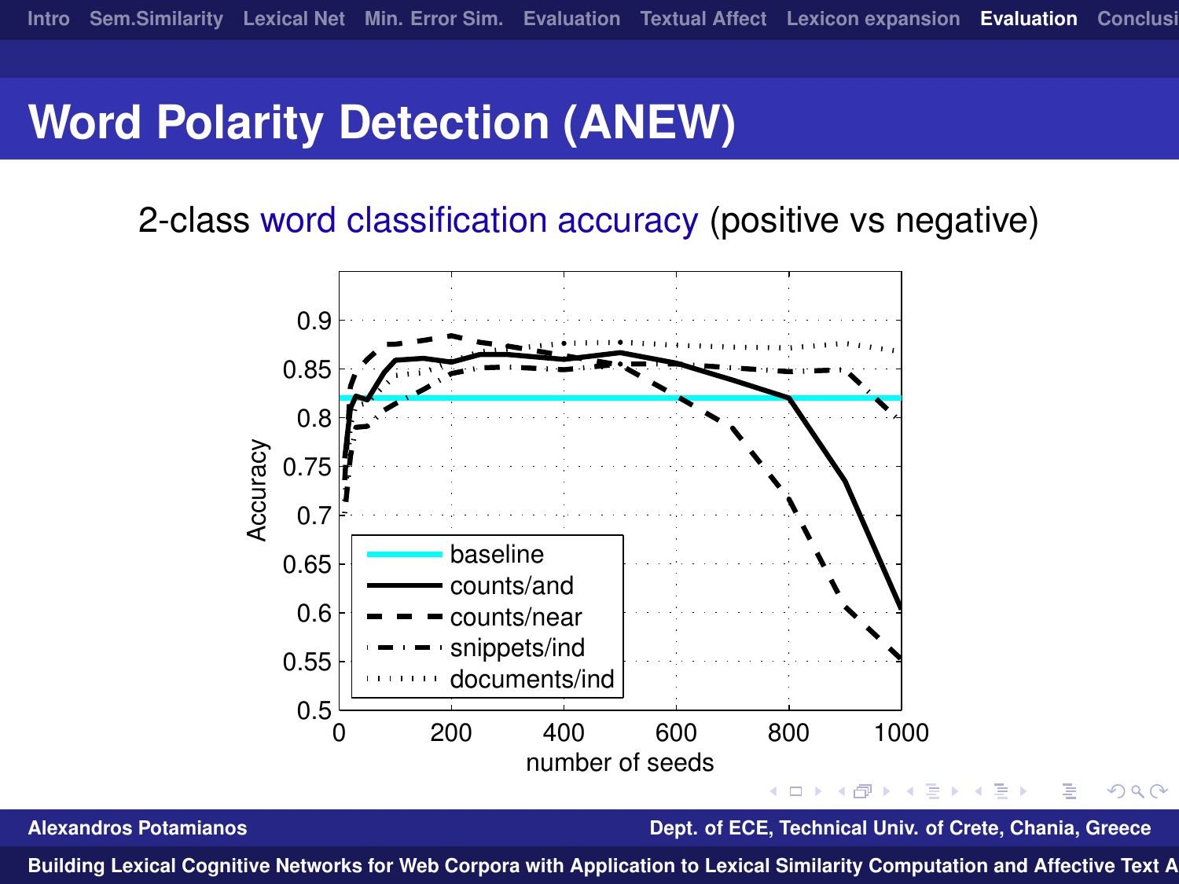# Word Polarity Detection (ANEW)

2-class word classification accuracy (positive vs negative)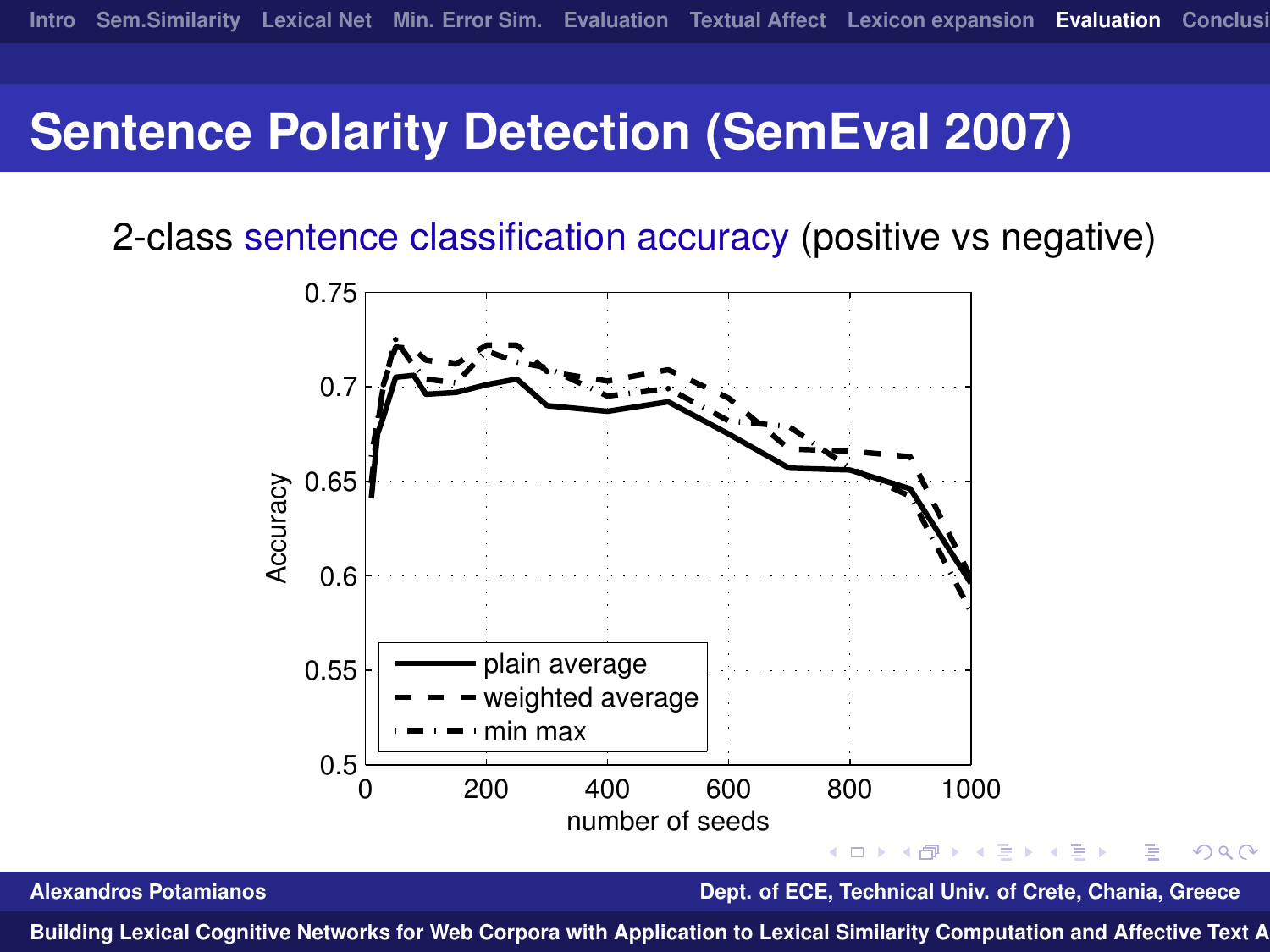# Sentence Polarity Detection (SemEval 2007)

2-class sentence classification accuracy (positive vs negative)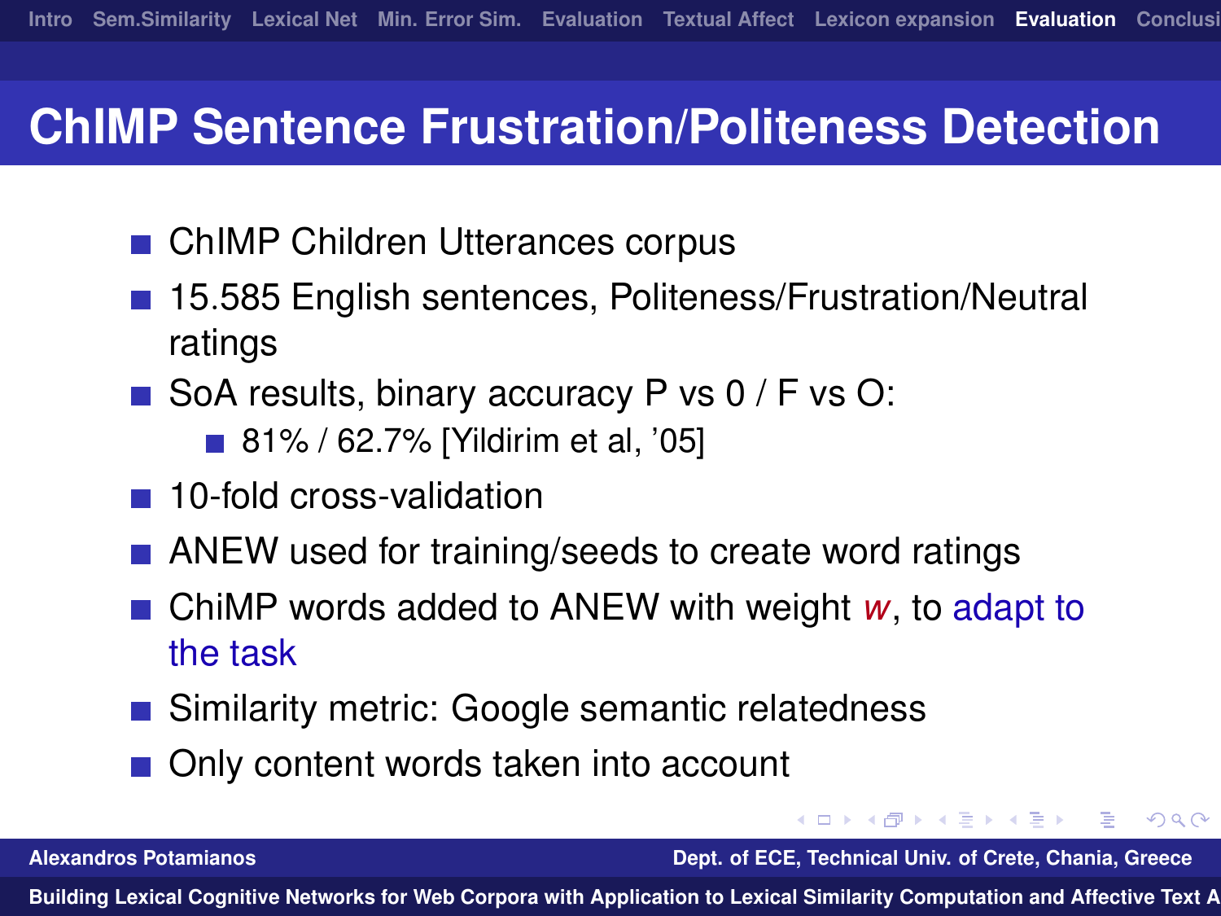# ChIMP Sentence Frustration/Politeness Detection

- ChIMP Children Utterances corpus
- 15.585 English sentences, Politeness/Frustration/Neutral ratings
- SoA results, binary accuracy P vs 0 / F vs O:
  - 81% / 62.7% [Yildirim et al, '05]
- 10-fold cross-validation
- ANEW used for training/seeds to create word ratings
- ChiMP words added to ANEW with weight $w$, to adapt to the task
- Similarity metric: Google semantic relatedness
- Only content words taken into account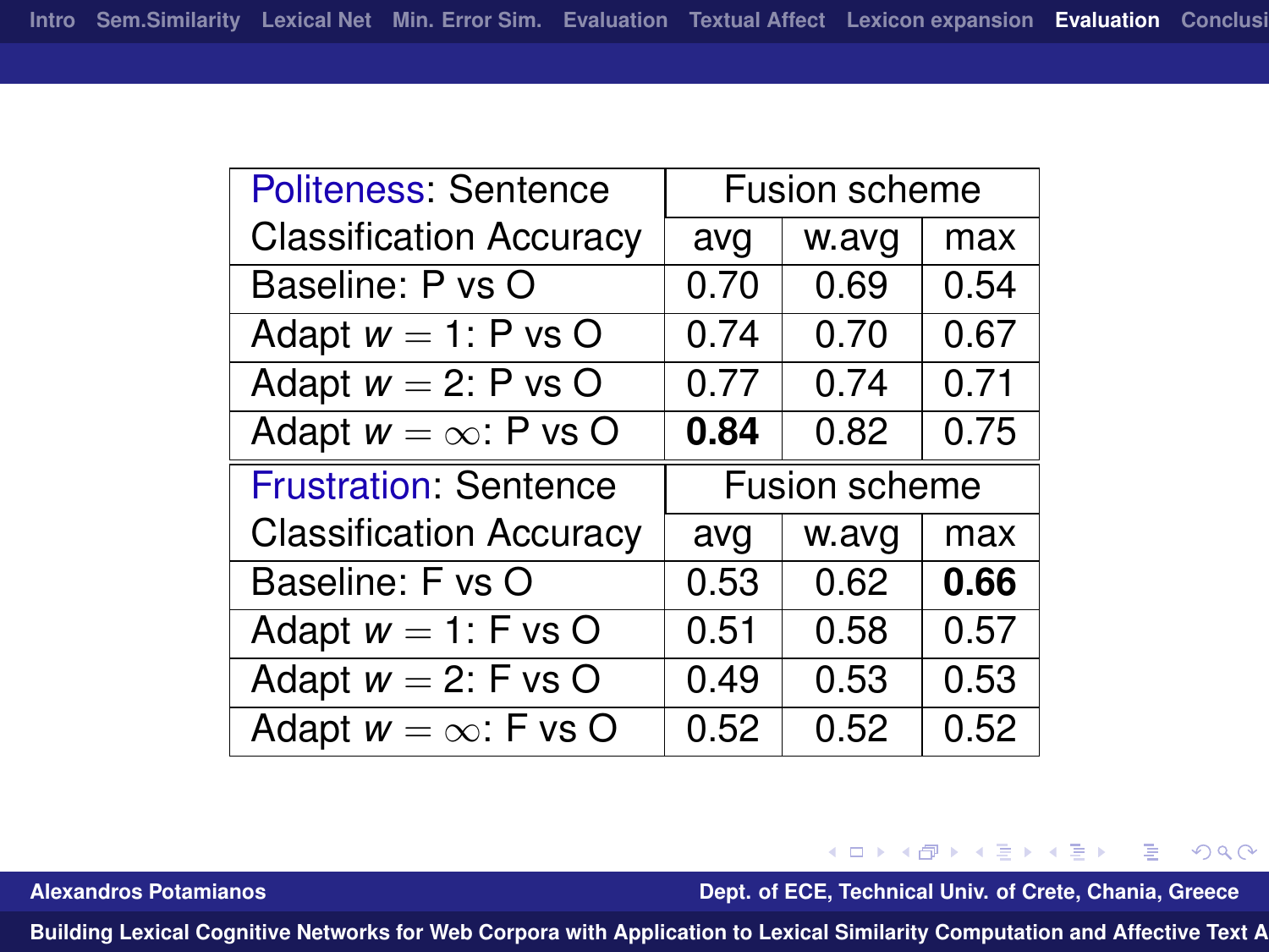| Politeness: Sentence Classification Accuracy | Fusion scheme | | |
|---|---|---|---|
| | avg | w.avg | max |
| Baseline: P vs O | 0.70 | 0.69 | 0.54 |
| Adapt $w = 1$: P vs O | 0.74 | 0.70 | 0.67 |
| Adapt $w = 2$: P vs O | 0.77 | 0.74 | 0.71 |
| Adapt $w = \infty$: P vs O | **0.84** | 0.82 | 0.75 |

| Frustration: Sentence Classification Accuracy | Fusion scheme | | |
|---|---|---|---|
| | avg | w.avg | max |
| Baseline: F vs O | 0.53 | 0.62 | **0.66** |
| Adapt $w = 1$: F vs O | 0.51 | 0.58 | 0.57 |
| Adapt $w = 2$: F vs O | 0.49 | 0.53 | 0.53 |
| Adapt $w = \infty$: F vs O | 0.52 | 0.52 | 0.52 |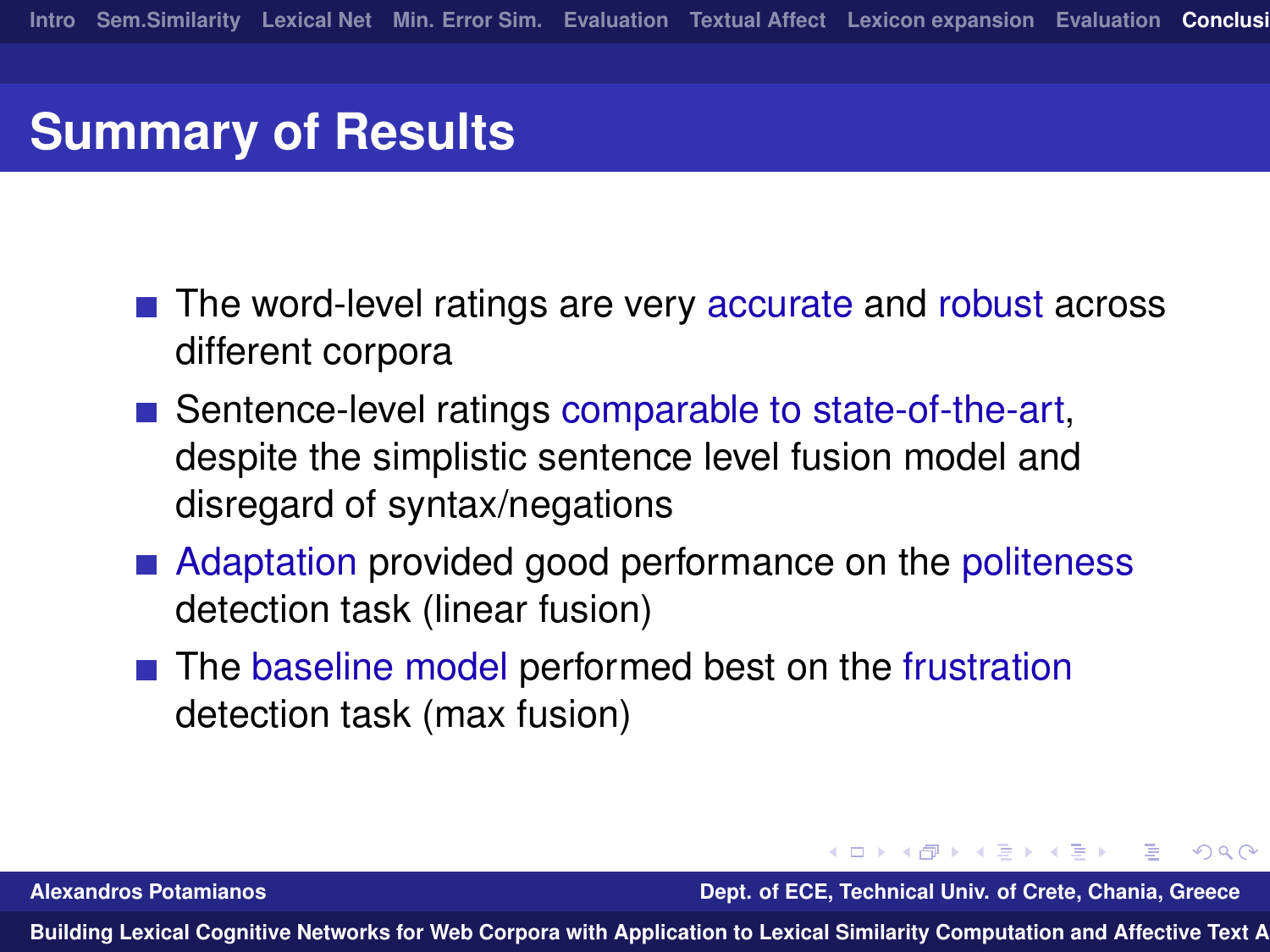## Summary of Results

- The word-level ratings are very accurate and robust across different corpora
- Sentence-level ratings comparable to state-of-the-art, despite the simplistic sentence level fusion model and disregard of syntax/negations
- Adaptation provided good performance on the politeness detection task (linear fusion)
- The baseline model performed best on the frustration detection task (max fusion)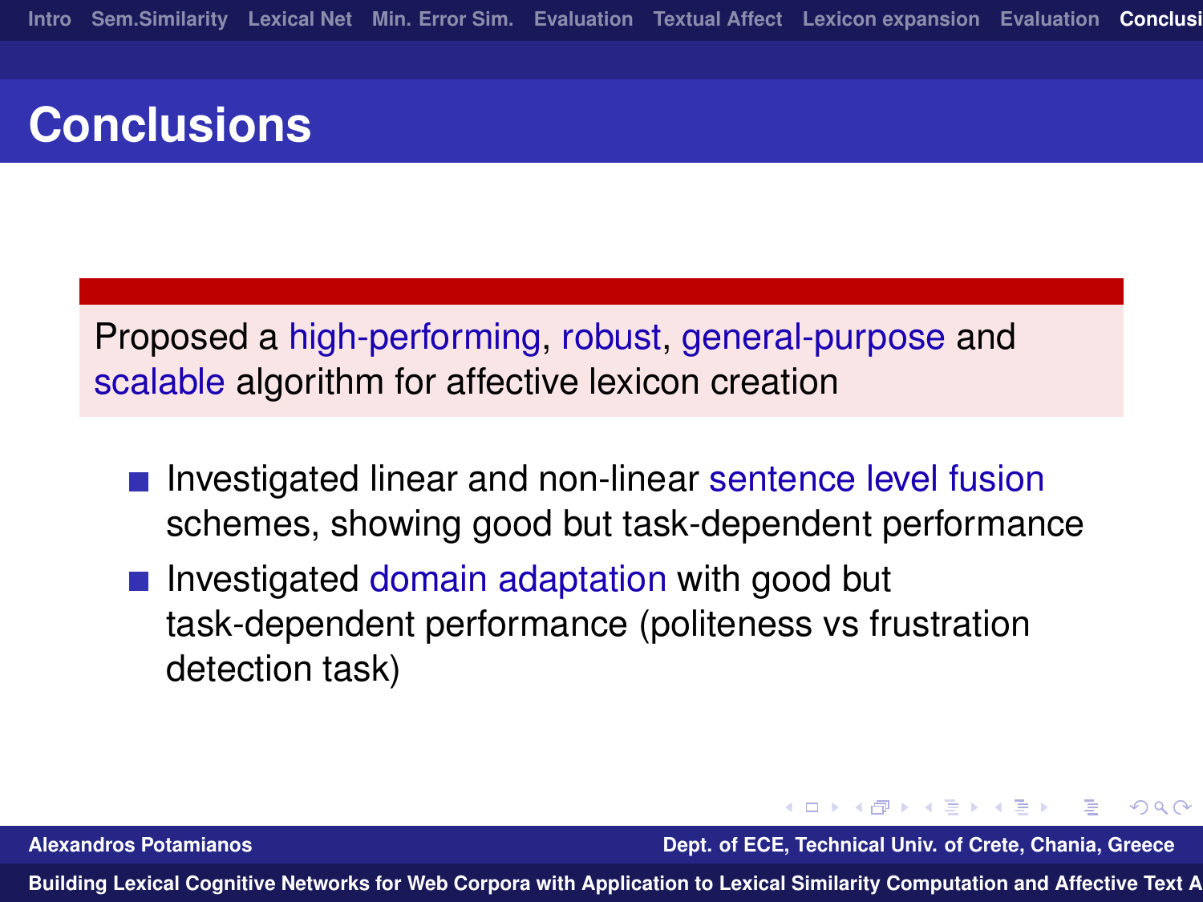# Conclusions

Proposed a high-performing, robust, general-purpose and scalable algorithm for affective lexicon creation

- Investigated linear and non-linear sentence level fusion schemes, showing good but task-dependent performance
- Investigated domain adaptation with good but task-dependent performance (politeness vs frustration detection task)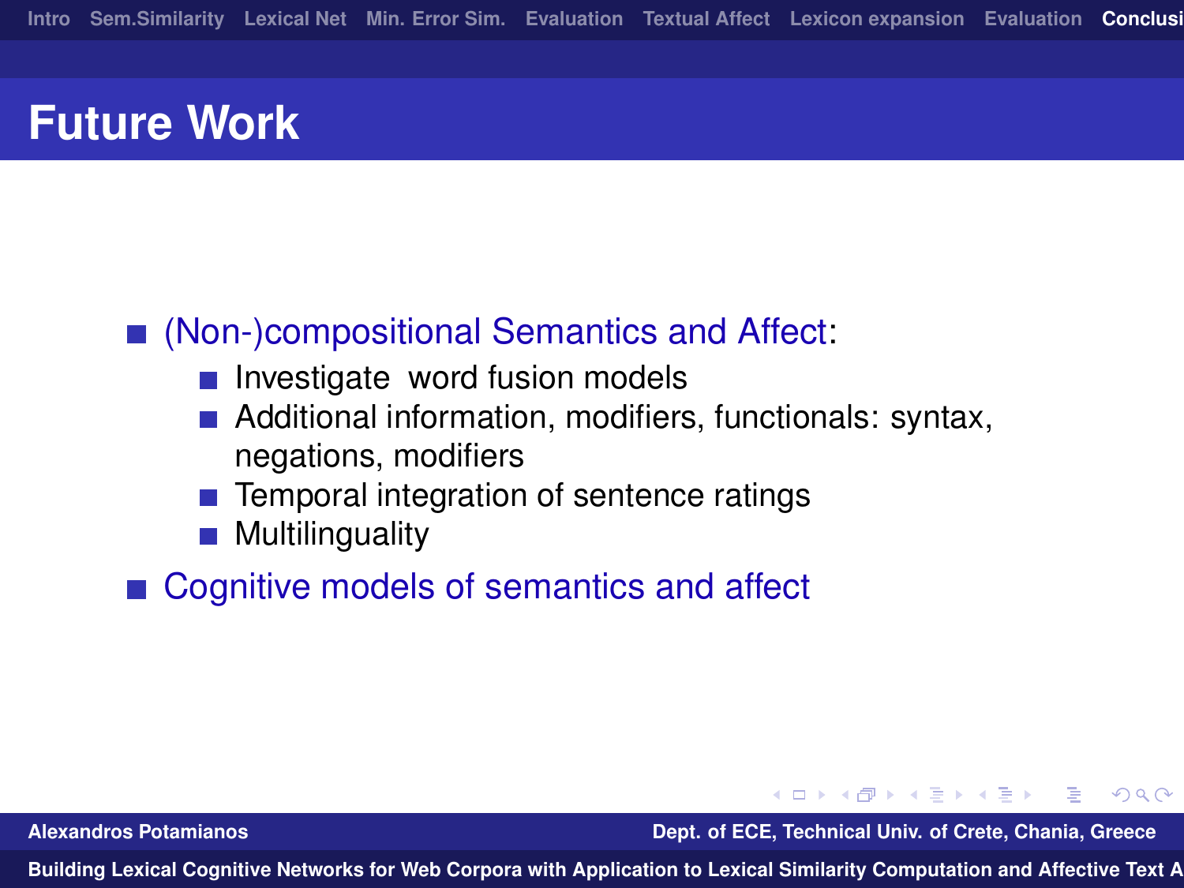# Future Work

- (Non-)compositional Semantics and Affect:
  - Investigate word fusion models
  - Additional information, modifiers, functionals: syntax, negations, modifiers
  - Temporal integration of sentence ratings
  - Multilinguality
- Cognitive models of semantics and affect